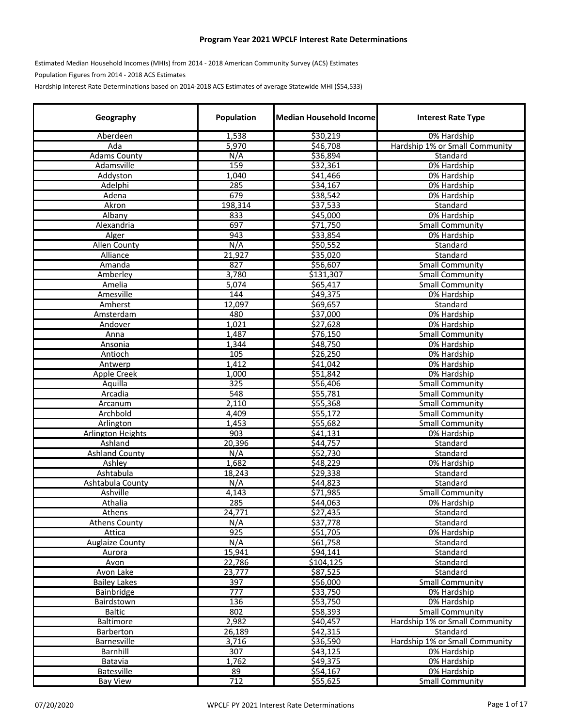# Program Year 2021 WPCLF Interest Rate Determinations

Estimated Median Household Incomes (MHIs) from 2014 - 2018 American Community Survey (ACS) Estimates

Population Figures from 2014 - 2018 ACS Estimates

Hardship Interest Rate Determinations based on 2014-2018 ACS Estimates of average Statewide MHI ($54,533)

| Geography | Population | Median Household Income | Interest Rate Type |
|---|---|---|---|
| Aberdeen | 1,538 | $30,219 | 0% Hardship |
| Ada | 5,970 | $46,708 | Hardship 1% or Small Community |
| Adams County | N/A | $36,894 | Standard |
| Adamsville | 159 | $32,361 | 0% Hardship |
| Addyston | 1,040 | $41,466 | 0% Hardship |
| Adelphi | 285 | $34,167 | 0% Hardship |
| Adena | 679 | $38,542 | 0% Hardship |
| Akron | 198,314 | $37,533 | Standard |
| Albany | 833 | $45,000 | 0% Hardship |
| Alexandria | 697 | $71,750 | Small Community |
| Alger | 943 | $33,854 | 0% Hardship |
| Allen County | N/A | $50,552 | Standard |
| Alliance | 21,927 | $35,020 | Standard |
| Amanda | 827 | $56,607 | Small Community |
| Amberley | 3,780 | $131,307 | Small Community |
| Amelia | 5,074 | $65,417 | Small Community |
| Amesville | 144 | $49,375 | 0% Hardship |
| Amherst | 12,097 | $69,657 | Standard |
| Amsterdam | 480 | $37,000 | 0% Hardship |
| Andover | 1,021 | $27,628 | 0% Hardship |
| Anna | 1,487 | $76,150 | Small Community |
| Ansonia | 1,344 | $48,750 | 0% Hardship |
| Antioch | 105 | $26,250 | 0% Hardship |
| Antwerp | 1,412 | $41,042 | 0% Hardship |
| Apple Creek | 1,000 | $51,842 | 0% Hardship |
| Aquilla | 325 | $56,406 | Small Community |
| Arcadia | 548 | $55,781 | Small Community |
| Arcanum | 2,110 | $55,368 | Small Community |
| Archbold | 4,409 | $55,172 | Small Community |
| Arlington | 1,453 | $55,682 | Small Community |
| Arlington Heights | 903 | $41,131 | 0% Hardship |
| Ashland | 20,396 | $44,757 | Standard |
| Ashland County | N/A | $52,730 | Standard |
| Ashley | 1,682 | $48,229 | 0% Hardship |
| Ashtabula | 18,243 | $29,338 | Standard |
| Ashtabula County | N/A | $44,823 | Standard |
| Ashville | 4,143 | $71,985 | Small Community |
| Athalia | 285 | $44,063 | 0% Hardship |
| Athens | 24,771 | $27,435 | Standard |
| Athens County | N/A | $37,778 | Standard |
| Attica | 925 | $51,705 | 0% Hardship |
| Auglaize County | N/A | $61,758 | Standard |
| Aurora | 15,941 | $94,141 | Standard |
| Avon | 22,786 | $104,125 | Standard |
| Avon Lake | 23,777 | $87,525 | Standard |
| Bailey Lakes | 397 | $56,000 | Small Community |
| Bainbridge | 777 | $33,750 | 0% Hardship |
| Bairdstown | 136 | $53,750 | 0% Hardship |
| Baltic | 802 | $58,393 | Small Community |
| Baltimore | 2,982 | $40,457 | Hardship 1% or Small Community |
| Barberton | 26,189 | $42,315 | Standard |
| Barnesville | 3,716 | $36,590 | Hardship 1% or Small Community |
| Barnhill | 307 | $43,125 | 0% Hardship |
| Batavia | 1,762 | $49,375 | 0% Hardship |
| Batesville | 89 | $54,167 | 0% Hardship |
| Bay View | 712 | $55,625 | Small Community |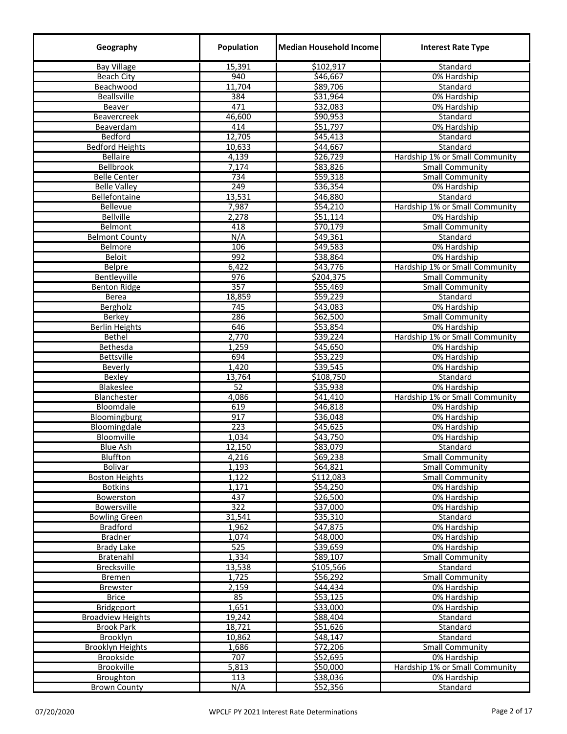| Geography | Population | Median Household Income | Interest Rate Type |
|---|---|---|---|
| Bay Village | 15,391 | $102,917 | Standard |
| Beach City | 940 | $46,667 | 0% Hardship |
| Beachwood | 11,704 | $89,706 | Standard |
| Beallsville | 384 | $31,964 | 0% Hardship |
| Beaver | 471 | $32,083 | 0% Hardship |
| Beavercreek | 46,600 | $90,953 | Standard |
| Beaverdam | 414 | $51,797 | 0% Hardship |
| Bedford | 12,705 | $45,413 | Standard |
| Bedford Heights | 10,633 | $44,667 | Standard |
| Bellaire | 4,139 | $26,729 | Hardship 1% or Small Community |
| Bellbrook | 7,174 | $83,826 | Small Community |
| Belle Center | 734 | $59,318 | Small Community |
| Belle Valley | 249 | $36,354 | 0% Hardship |
| Bellefontaine | 13,531 | $46,880 | Standard |
| Bellevue | 7,987 | $54,210 | Hardship 1% or Small Community |
| Bellville | 2,278 | $51,114 | 0% Hardship |
| Belmont | 418 | $70,179 | Small Community |
| Belmont County | N/A | $49,361 | Standard |
| Belmore | 106 | $49,583 | 0% Hardship |
| Beloit | 992 | $38,864 | 0% Hardship |
| Belpre | 6,422 | $43,776 | Hardship 1% or Small Community |
| Bentleyville | 976 | $204,375 | Small Community |
| Benton Ridge | 357 | $55,469 | Small Community |
| Berea | 18,859 | $59,229 | Standard |
| Bergholz | 745 | $43,083 | 0% Hardship |
| Berkey | 286 | $62,500 | Small Community |
| Berlin Heights | 646 | $53,854 | 0% Hardship |
| Bethel | 2,770 | $39,224 | Hardship 1% or Small Community |
| Bethesda | 1,259 | $45,650 | 0% Hardship |
| Bettsville | 694 | $53,229 | 0% Hardship |
| Beverly | 1,420 | $39,545 | 0% Hardship |
| Bexley | 13,764 | $108,750 | Standard |
| Blakeslee | 52 | $35,938 | 0% Hardship |
| Blanchester | 4,086 | $41,410 | Hardship 1% or Small Community |
| Bloomdale | 619 | $46,818 | 0% Hardship |
| Bloomingburg | 917 | $36,048 | 0% Hardship |
| Bloomingdale | 223 | $45,625 | 0% Hardship |
| Bloomville | 1,034 | $43,750 | 0% Hardship |
| Blue Ash | 12,150 | $83,079 | Standard |
| Bluffton | 4,216 | $69,238 | Small Community |
| Bolivar | 1,193 | $64,821 | Small Community |
| Boston Heights | 1,122 | $112,083 | Small Community |
| Botkins | 1,171 | $54,250 | 0% Hardship |
| Bowerston | 437 | $26,500 | 0% Hardship |
| Bowersville | 322 | $37,000 | 0% Hardship |
| Bowling Green | 31,541 | $35,310 | Standard |
| Bradford | 1,962 | $47,875 | 0% Hardship |
| Bradner | 1,074 | $48,000 | 0% Hardship |
| Brady Lake | 525 | $39,659 | 0% Hardship |
| Bratenahl | 1,334 | $89,107 | Small Community |
| Brecksville | 13,538 | $105,566 | Standard |
| Bremen | 1,725 | $56,292 | Small Community |
| Brewster | 2,159 | $44,434 | 0% Hardship |
| Brice | 85 | $53,125 | 0% Hardship |
| Bridgeport | 1,651 | $33,000 | 0% Hardship |
| Broadview Heights | 19,242 | $88,404 | Standard |
| Brook Park | 18,721 | $51,626 | Standard |
| Brooklyn | 10,862 | $48,147 | Standard |
| Brooklyn Heights | 1,686 | $72,206 | Small Community |
| Brookside | 707 | $52,695 | 0% Hardship |
| Brookville | 5,813 | $50,000 | Hardship 1% or Small Community |
| Broughton | 113 | $38,036 | 0% Hardship |
| Brown County | N/A | $52,356 | Standard |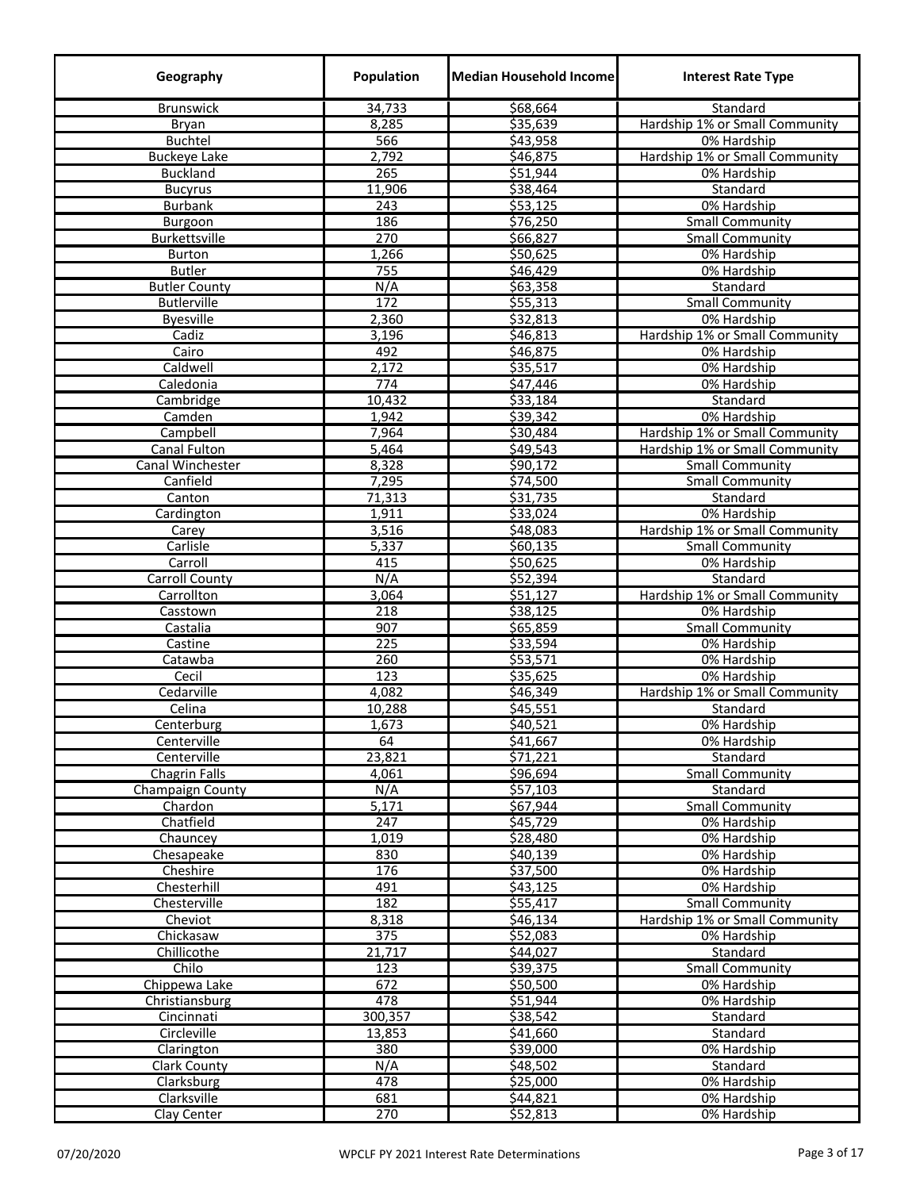| Geography | Population | Median Household Income | Interest Rate Type |
|---|---|---|---|
| Brunswick | 34,733 | $68,664 | Standard |
| Bryan | 8,285 | $35,639 | Hardship 1% or Small Community |
| Buchtel | 566 | $43,958 | 0% Hardship |
| Buckeye Lake | 2,792 | $46,875 | Hardship 1% or Small Community |
| Buckland | 265 | $51,944 | 0% Hardship |
| Bucyrus | 11,906 | $38,464 | Standard |
| Burbank | 243 | $53,125 | 0% Hardship |
| Burgoon | 186 | $76,250 | Small Community |
| Burkettsville | 270 | $66,827 | Small Community |
| Burton | 1,266 | $50,625 | 0% Hardship |
| Butler | 755 | $46,429 | 0% Hardship |
| Butler County | N/A | $63,358 | Standard |
| Butlerville | 172 | $55,313 | Small Community |
| Byesville | 2,360 | $32,813 | 0% Hardship |
| Cadiz | 3,196 | $46,813 | Hardship 1% or Small Community |
| Cairo | 492 | $46,875 | 0% Hardship |
| Caldwell | 2,172 | $35,517 | 0% Hardship |
| Caledonia | 774 | $47,446 | 0% Hardship |
| Cambridge | 10,432 | $33,184 | Standard |
| Camden | 1,942 | $39,342 | 0% Hardship |
| Campbell | 7,964 | $30,484 | Hardship 1% or Small Community |
| Canal Fulton | 5,464 | $49,543 | Hardship 1% or Small Community |
| Canal Winchester | 8,328 | $90,172 | Small Community |
| Canfield | 7,295 | $74,500 | Small Community |
| Canton | 71,313 | $31,735 | Standard |
| Cardington | 1,911 | $33,024 | 0% Hardship |
| Carey | 3,516 | $48,083 | Hardship 1% or Small Community |
| Carlisle | 5,337 | $60,135 | Small Community |
| Carroll | 415 | $50,625 | 0% Hardship |
| Carroll County | N/A | $52,394 | Standard |
| Carrollton | 3,064 | $51,127 | Hardship 1% or Small Community |
| Casstown | 218 | $38,125 | 0% Hardship |
| Castalia | 907 | $65,859 | Small Community |
| Castine | 225 | $33,594 | 0% Hardship |
| Catawba | 260 | $53,571 | 0% Hardship |
| Cecil | 123 | $35,625 | 0% Hardship |
| Cedarville | 4,082 | $46,349 | Hardship 1% or Small Community |
| Celina | 10,288 | $45,551 | Standard |
| Centerburg | 1,673 | $40,521 | 0% Hardship |
| Centerville | 64 | $41,667 | 0% Hardship |
| Centerville | 23,821 | $71,221 | Standard |
| Chagrin Falls | 4,061 | $96,694 | Small Community |
| Champaign County | N/A | $57,103 | Standard |
| Chardon | 5,171 | $67,944 | Small Community |
| Chatfield | 247 | $45,729 | 0% Hardship |
| Chauncey | 1,019 | $28,480 | 0% Hardship |
| Chesapeake | 830 | $40,139 | 0% Hardship |
| Cheshire | 176 | $37,500 | 0% Hardship |
| Chesterhill | 491 | $43,125 | 0% Hardship |
| Chesterville | 182 | $55,417 | Small Community |
| Cheviot | 8,318 | $46,134 | Hardship 1% or Small Community |
| Chickasaw | 375 | $52,083 | 0% Hardship |
| Chillicothe | 21,717 | $44,027 | Standard |
| Chilo | 123 | $39,375 | Small Community |
| Chippewa Lake | 672 | $50,500 | 0% Hardship |
| Christiansburg | 478 | $51,944 | 0% Hardship |
| Cincinnati | 300,357 | $38,542 | Standard |
| Circleville | 13,853 | $41,660 | Standard |
| Clarington | 380 | $39,000 | 0% Hardship |
| Clark County | N/A | $48,502 | Standard |
| Clarksburg | 478 | $25,000 | 0% Hardship |
| Clarksville | 681 | $44,821 | 0% Hardship |
| Clay Center | 270 | $52,813 | 0% Hardship |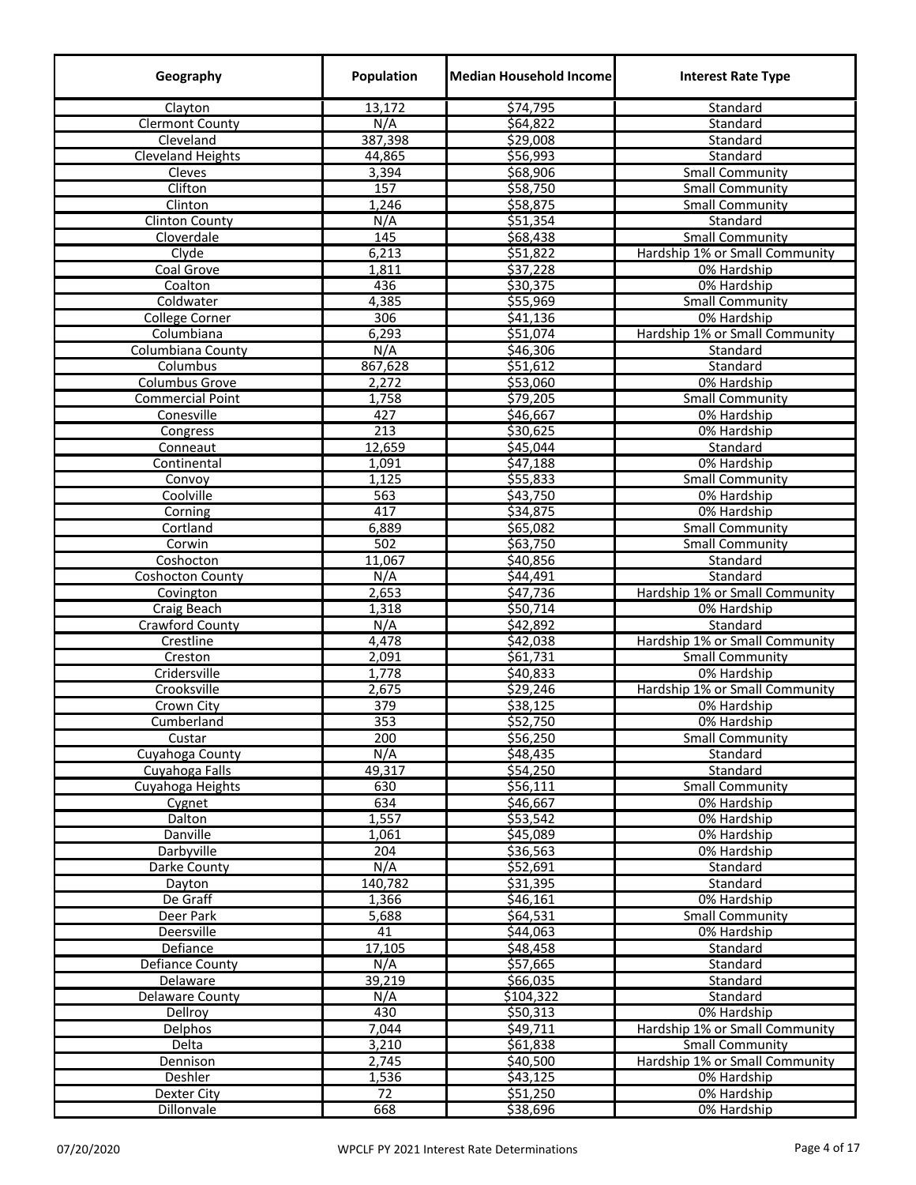| Geography | Population | Median Household Income | Interest Rate Type |
|---|---|---|---|
| Clayton | 13,172 | $74,795 | Standard |
| Clermont County | N/A | $64,822 | Standard |
| Cleveland | 387,398 | $29,008 | Standard |
| Cleveland Heights | 44,865 | $56,993 | Standard |
| Cleves | 3,394 | $68,906 | Small Community |
| Clifton | 157 | $58,750 | Small Community |
| Clinton | 1,246 | $58,875 | Small Community |
| Clinton County | N/A | $51,354 | Standard |
| Cloverdale | 145 | $68,438 | Small Community |
| Clyde | 6,213 | $51,822 | Hardship 1% or Small Community |
| Coal Grove | 1,811 | $37,228 | 0% Hardship |
| Coalton | 436 | $30,375 | 0% Hardship |
| Coldwater | 4,385 | $55,969 | Small Community |
| College Corner | 306 | $41,136 | 0% Hardship |
| Columbiana | 6,293 | $51,074 | Hardship 1% or Small Community |
| Columbiana County | N/A | $46,306 | Standard |
| Columbus | 867,628 | $51,612 | Standard |
| Columbus Grove | 2,272 | $53,060 | 0% Hardship |
| Commercial Point | 1,758 | $79,205 | Small Community |
| Conesville | 427 | $46,667 | 0% Hardship |
| Congress | 213 | $30,625 | 0% Hardship |
| Conneaut | 12,659 | $45,044 | Standard |
| Continental | 1,091 | $47,188 | 0% Hardship |
| Convoy | 1,125 | $55,833 | Small Community |
| Coolville | 563 | $43,750 | 0% Hardship |
| Corning | 417 | $34,875 | 0% Hardship |
| Cortland | 6,889 | $65,082 | Small Community |
| Corwin | 502 | $63,750 | Small Community |
| Coshocton | 11,067 | $40,856 | Standard |
| Coshocton County | N/A | $44,491 | Standard |
| Covington | 2,653 | $47,736 | Hardship 1% or Small Community |
| Craig Beach | 1,318 | $50,714 | 0% Hardship |
| Crawford County | N/A | $42,892 | Standard |
| Crestline | 4,478 | $42,038 | Hardship 1% or Small Community |
| Creston | 2,091 | $61,731 | Small Community |
| Cridersville | 1,778 | $40,833 | 0% Hardship |
| Crooksville | 2,675 | $29,246 | Hardship 1% or Small Community |
| Crown City | 379 | $38,125 | 0% Hardship |
| Cumberland | 353 | $52,750 | 0% Hardship |
| Custar | 200 | $56,250 | Small Community |
| Cuyahoga County | N/A | $48,435 | Standard |
| Cuyahoga Falls | 49,317 | $54,250 | Standard |
| Cuyahoga Heights | 630 | $56,111 | Small Community |
| Cygnet | 634 | $46,667 | 0% Hardship |
| Dalton | 1,557 | $53,542 | 0% Hardship |
| Danville | 1,061 | $45,089 | 0% Hardship |
| Darbyville | 204 | $36,563 | 0% Hardship |
| Darke County | N/A | $52,691 | Standard |
| Dayton | 140,782 | $31,395 | Standard |
| De Graff | 1,366 | $46,161 | 0% Hardship |
| Deer Park | 5,688 | $64,531 | Small Community |
| Deersville | 41 | $44,063 | 0% Hardship |
| Defiance | 17,105 | $48,458 | Standard |
| Defiance County | N/A | $57,665 | Standard |
| Delaware | 39,219 | $66,035 | Standard |
| Delaware County | N/A | $104,322 | Standard |
| Dellroy | 430 | $50,313 | 0% Hardship |
| Delphos | 7,044 | $49,711 | Hardship 1% or Small Community |
| Delta | 3,210 | $61,838 | Small Community |
| Dennison | 2,745 | $40,500 | Hardship 1% or Small Community |
| Deshler | 1,536 | $43,125 | 0% Hardship |
| Dexter City | 72 | $51,250 | 0% Hardship |
| Dillonvale | 668 | $38,696 | 0% Hardship |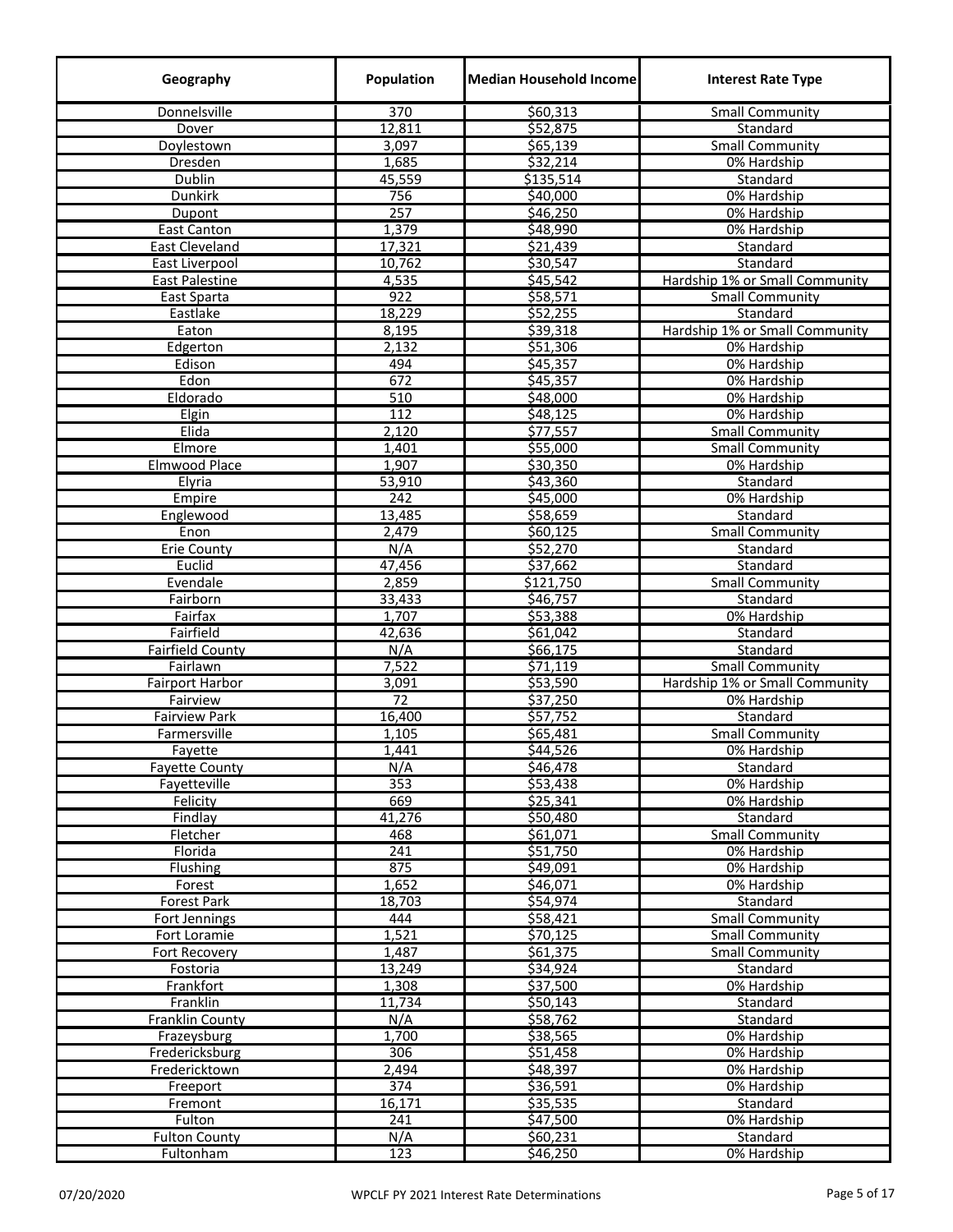| Geography | Population | Median Household Income | Interest Rate Type |
|---|---|---|---|
| Donnelsville | 370 | $60,313 | Small Community |
| Dover | 12,811 | $52,875 | Standard |
| Doylestown | 3,097 | $65,139 | Small Community |
| Dresden | 1,685 | $32,214 | 0% Hardship |
| Dublin | 45,559 | $135,514 | Standard |
| Dunkirk | 756 | $40,000 | 0% Hardship |
| Dupont | 257 | $46,250 | 0% Hardship |
| East Canton | 1,379 | $48,990 | 0% Hardship |
| East Cleveland | 17,321 | $21,439 | Standard |
| East Liverpool | 10,762 | $30,547 | Standard |
| East Palestine | 4,535 | $45,542 | Hardship 1% or Small Community |
| East Sparta | 922 | $58,571 | Small Community |
| Eastlake | 18,229 | $52,255 | Standard |
| Eaton | 8,195 | $39,318 | Hardship 1% or Small Community |
| Edgerton | 2,132 | $51,306 | 0% Hardship |
| Edison | 494 | $45,357 | 0% Hardship |
| Edon | 672 | $45,357 | 0% Hardship |
| Eldorado | 510 | $48,000 | 0% Hardship |
| Elgin | 112 | $48,125 | 0% Hardship |
| Elida | 2,120 | $77,557 | Small Community |
| Elmore | 1,401 | $55,000 | Small Community |
| Elmwood Place | 1,907 | $30,350 | 0% Hardship |
| Elyria | 53,910 | $43,360 | Standard |
| Empire | 242 | $45,000 | 0% Hardship |
| Englewood | 13,485 | $58,659 | Standard |
| Enon | 2,479 | $60,125 | Small Community |
| Erie County | N/A | $52,270 | Standard |
| Euclid | 47,456 | $37,662 | Standard |
| Evendale | 2,859 | $121,750 | Small Community |
| Fairborn | 33,433 | $46,757 | Standard |
| Fairfax | 1,707 | $53,388 | 0% Hardship |
| Fairfield | 42,636 | $61,042 | Standard |
| Fairfield County | N/A | $66,175 | Standard |
| Fairlawn | 7,522 | $71,119 | Small Community |
| Fairport Harbor | 3,091 | $53,590 | Hardship 1% or Small Community |
| Fairview | 72 | $37,250 | 0% Hardship |
| Fairview Park | 16,400 | $57,752 | Standard |
| Farmersville | 1,105 | $65,481 | Small Community |
| Fayette | 1,441 | $44,526 | 0% Hardship |
| Fayette County | N/A | $46,478 | Standard |
| Fayetteville | 353 | $53,438 | 0% Hardship |
| Felicity | 669 | $25,341 | 0% Hardship |
| Findlay | 41,276 | $50,480 | Standard |
| Fletcher | 468 | $61,071 | Small Community |
| Florida | 241 | $51,750 | 0% Hardship |
| Flushing | 875 | $49,091 | 0% Hardship |
| Forest | 1,652 | $46,071 | 0% Hardship |
| Forest Park | 18,703 | $54,974 | Standard |
| Fort Jennings | 444 | $58,421 | Small Community |
| Fort Loramie | 1,521 | $70,125 | Small Community |
| Fort Recovery | 1,487 | $61,375 | Small Community |
| Fostoria | 13,249 | $34,924 | Standard |
| Frankfort | 1,308 | $37,500 | 0% Hardship |
| Franklin | 11,734 | $50,143 | Standard |
| Franklin County | N/A | $58,762 | Standard |
| Frazeysburg | 1,700 | $38,565 | 0% Hardship |
| Fredericksburg | 306 | $51,458 | 0% Hardship |
| Fredericktown | 2,494 | $48,397 | 0% Hardship |
| Freeport | 374 | $36,591 | 0% Hardship |
| Fremont | 16,171 | $35,535 | Standard |
| Fulton | 241 | $47,500 | 0% Hardship |
| Fulton County | N/A | $60,231 | Standard |
| Fultonham | 123 | $46,250 | 0% Hardship |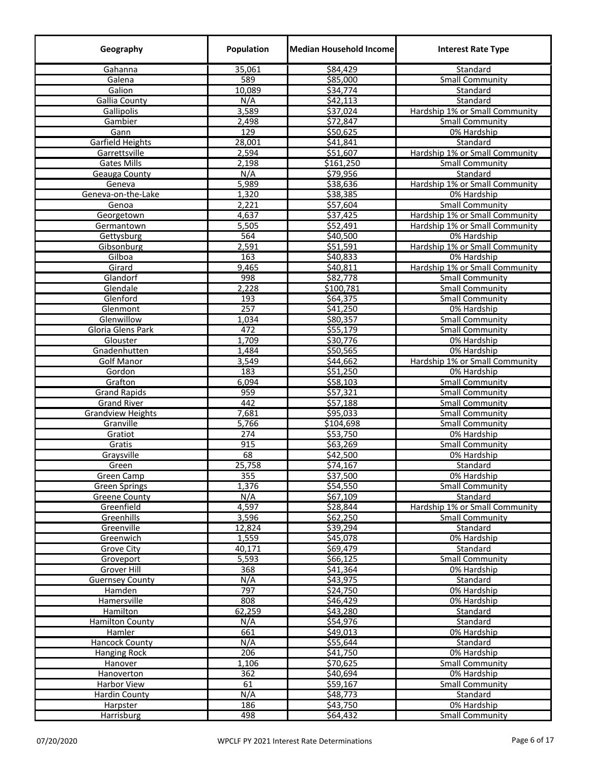| Geography | Population | Median Household Income | Interest Rate Type |
|---|---|---|---|
| Gahanna | 35,061 | $84,429 | Standard |
| Galena | 589 | $85,000 | Small Community |
| Galion | 10,089 | $34,774 | Standard |
| Gallia County | N/A | $42,113 | Standard |
| Gallipolis | 3,589 | $37,024 | Hardship 1% or Small Community |
| Gambier | 2,498 | $72,847 | Small Community |
| Gann | 129 | $50,625 | 0% Hardship |
| Garfield Heights | 28,001 | $41,841 | Standard |
| Garrettsville | 2,594 | $51,607 | Hardship 1% or Small Community |
| Gates Mills | 2,198 | $161,250 | Small Community |
| Geauga County | N/A | $79,956 | Standard |
| Geneva | 5,989 | $38,636 | Hardship 1% or Small Community |
| Geneva-on-the-Lake | 1,320 | $38,385 | 0% Hardship |
| Genoa | 2,221 | $57,604 | Small Community |
| Georgetown | 4,637 | $37,425 | Hardship 1% or Small Community |
| Germantown | 5,505 | $52,491 | Hardship 1% or Small Community |
| Gettysburg | 564 | $40,500 | 0% Hardship |
| Gibsonburg | 2,591 | $51,591 | Hardship 1% or Small Community |
| Gilboa | 163 | $40,833 | 0% Hardship |
| Girard | 9,465 | $40,811 | Hardship 1% or Small Community |
| Glandorf | 998 | $82,778 | Small Community |
| Glendale | 2,228 | $100,781 | Small Community |
| Glenford | 193 | $64,375 | Small Community |
| Glenmont | 257 | $41,250 | 0% Hardship |
| Glenwillow | 1,034 | $80,357 | Small Community |
| Gloria Glens Park | 472 | $55,179 | Small Community |
| Glouster | 1,709 | $30,776 | 0% Hardship |
| Gnadenhutten | 1,484 | $50,565 | 0% Hardship |
| Golf Manor | 3,549 | $44,662 | Hardship 1% or Small Community |
| Gordon | 183 | $51,250 | 0% Hardship |
| Grafton | 6,094 | $58,103 | Small Community |
| Grand Rapids | 959 | $57,321 | Small Community |
| Grand River | 442 | $57,188 | Small Community |
| Grandview Heights | 7,681 | $95,033 | Small Community |
| Granville | 5,766 | $104,698 | Small Community |
| Gratiot | 274 | $53,750 | 0% Hardship |
| Gratis | 915 | $63,269 | Small Community |
| Graysville | 68 | $42,500 | 0% Hardship |
| Green | 25,758 | $74,167 | Standard |
| Green Camp | 355 | $37,500 | 0% Hardship |
| Green Springs | 1,376 | $54,550 | Small Community |
| Greene County | N/A | $67,109 | Standard |
| Greenfield | 4,597 | $28,844 | Hardship 1% or Small Community |
| Greenhills | 3,596 | $62,250 | Small Community |
| Greenville | 12,824 | $39,294 | Standard |
| Greenwich | 1,559 | $45,078 | 0% Hardship |
| Grove City | 40,171 | $69,479 | Standard |
| Groveport | 5,593 | $66,125 | Small Community |
| Grover Hill | 368 | $41,364 | 0% Hardship |
| Guernsey County | N/A | $43,975 | Standard |
| Hamden | 797 | $24,750 | 0% Hardship |
| Hamersville | 808 | $46,429 | 0% Hardship |
| Hamilton | 62,259 | $43,280 | Standard |
| Hamilton County | N/A | $54,976 | Standard |
| Hamler | 661 | $49,013 | 0% Hardship |
| Hancock County | N/A | $55,644 | Standard |
| Hanging Rock | 206 | $41,750 | 0% Hardship |
| Hanover | 1,106 | $70,625 | Small Community |
| Hanoverton | 362 | $40,694 | 0% Hardship |
| Harbor View | 61 | $59,167 | Small Community |
| Hardin County | N/A | $48,773 | Standard |
| Harpster | 186 | $43,750 | 0% Hardship |
| Harrisburg | 498 | $64,432 | Small Community |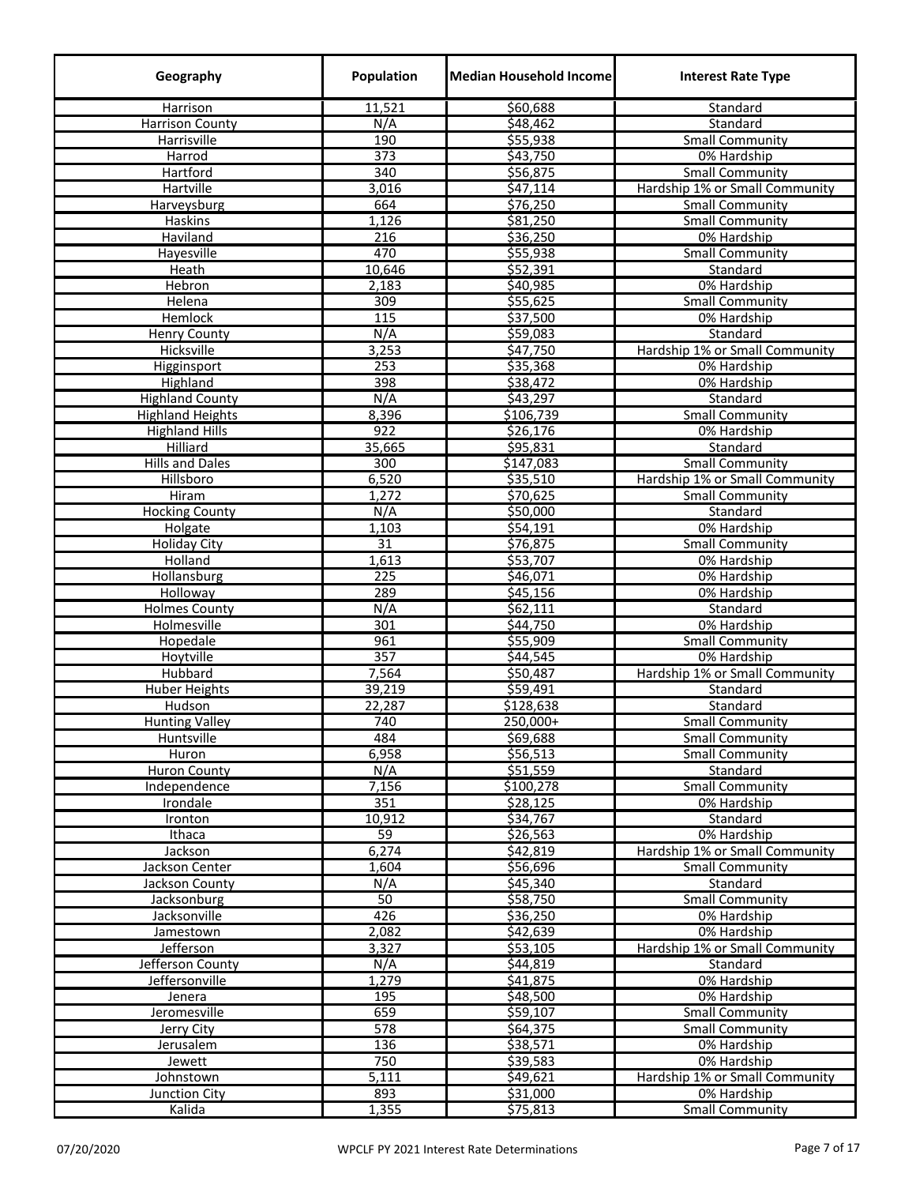| Geography | Population | Median Household Income | Interest Rate Type |
|---|---|---|---|
| Harrison | 11,521 | $60,688 | Standard |
| Harrison County | N/A | $48,462 | Standard |
| Harrisville | 190 | $55,938 | Small Community |
| Harrod | 373 | $43,750 | 0% Hardship |
| Hartford | 340 | $56,875 | Small Community |
| Hartville | 3,016 | $47,114 | Hardship 1% or Small Community |
| Harveysburg | 664 | $76,250 | Small Community |
| Haskins | 1,126 | $81,250 | Small Community |
| Haviland | 216 | $36,250 | 0% Hardship |
| Hayesville | 470 | $55,938 | Small Community |
| Heath | 10,646 | $52,391 | Standard |
| Hebron | 2,183 | $40,985 | 0% Hardship |
| Helena | 309 | $55,625 | Small Community |
| Hemlock | 115 | $37,500 | 0% Hardship |
| Henry County | N/A | $59,083 | Standard |
| Hicksville | 3,253 | $47,750 | Hardship 1% or Small Community |
| Higginsport | 253 | $35,368 | 0% Hardship |
| Highland | 398 | $38,472 | 0% Hardship |
| Highland County | N/A | $43,297 | Standard |
| Highland Heights | 8,396 | $106,739 | Small Community |
| Highland Hills | 922 | $26,176 | 0% Hardship |
| Hilliard | 35,665 | $95,831 | Standard |
| Hills and Dales | 300 | $147,083 | Small Community |
| Hillsboro | 6,520 | $35,510 | Hardship 1% or Small Community |
| Hiram | 1,272 | $70,625 | Small Community |
| Hocking County | N/A | $50,000 | Standard |
| Holgate | 1,103 | $54,191 | 0% Hardship |
| Holiday City | 31 | $76,875 | Small Community |
| Holland | 1,613 | $53,707 | 0% Hardship |
| Hollansburg | 225 | $46,071 | 0% Hardship |
| Holloway | 289 | $45,156 | 0% Hardship |
| Holmes County | N/A | $62,111 | Standard |
| Holmesville | 301 | $44,750 | 0% Hardship |
| Hopedale | 961 | $55,909 | Small Community |
| Hoytville | 357 | $44,545 | 0% Hardship |
| Hubbard | 7,564 | $50,487 | Hardship 1% or Small Community |
| Huber Heights | 39,219 | $59,491 | Standard |
| Hudson | 22,287 | $128,638 | Standard |
| Hunting Valley | 740 | 250,000+ | Small Community |
| Huntsville | 484 | $69,688 | Small Community |
| Huron | 6,958 | $56,513 | Small Community |
| Huron County | N/A | $51,559 | Standard |
| Independence | 7,156 | $100,278 | Small Community |
| Irondale | 351 | $28,125 | 0% Hardship |
| Ironton | 10,912 | $34,767 | Standard |
| Ithaca | 59 | $26,563 | 0% Hardship |
| Jackson | 6,274 | $42,819 | Hardship 1% or Small Community |
| Jackson Center | 1,604 | $56,696 | Small Community |
| Jackson County | N/A | $45,340 | Standard |
| Jacksonburg | 50 | $58,750 | Small Community |
| Jacksonville | 426 | $36,250 | 0% Hardship |
| Jamestown | 2,082 | $42,639 | 0% Hardship |
| Jefferson | 3,327 | $53,105 | Hardship 1% or Small Community |
| Jefferson County | N/A | $44,819 | Standard |
| Jeffersonville | 1,279 | $41,875 | 0% Hardship |
| Jenera | 195 | $48,500 | 0% Hardship |
| Jeromesville | 659 | $59,107 | Small Community |
| Jerry City | 578 | $64,375 | Small Community |
| Jerusalem | 136 | $38,571 | 0% Hardship |
| Jewett | 750 | $39,583 | 0% Hardship |
| Johnstown | 5,111 | $49,621 | Hardship 1% or Small Community |
| Junction City | 893 | $31,000 | 0% Hardship |
| Kalida | 1,355 | $75,813 | Small Community |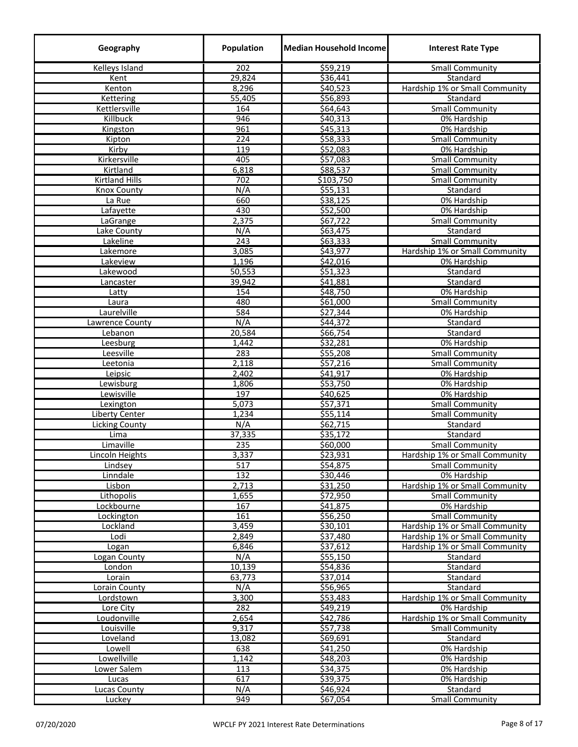| Geography | Population | Median Household Income | Interest Rate Type |
|---|---|---|---|
| Kelleys Island | 202 | $59,219 | Small Community |
| Kent | 29,824 | $36,441 | Standard |
| Kenton | 8,296 | $40,523 | Hardship 1% or Small Community |
| Kettering | 55,405 | $56,893 | Standard |
| Kettlersville | 164 | $64,643 | Small Community |
| Killbuck | 946 | $40,313 | 0% Hardship |
| Kingston | 961 | $45,313 | 0% Hardship |
| Kipton | 224 | $58,333 | Small Community |
| Kirby | 119 | $52,083 | 0% Hardship |
| Kirkersville | 405 | $57,083 | Small Community |
| Kirtland | 6,818 | $88,537 | Small Community |
| Kirtland Hills | 702 | $103,750 | Small Community |
| Knox County | N/A | $55,131 | Standard |
| La Rue | 660 | $38,125 | 0% Hardship |
| Lafayette | 430 | $52,500 | 0% Hardship |
| LaGrange | 2,375 | $67,722 | Small Community |
| Lake County | N/A | $63,475 | Standard |
| Lakeline | 243 | $63,333 | Small Community |
| Lakemore | 3,085 | $43,977 | Hardship 1% or Small Community |
| Lakeview | 1,196 | $42,016 | 0% Hardship |
| Lakewood | 50,553 | $51,323 | Standard |
| Lancaster | 39,942 | $41,881 | Standard |
| Latty | 154 | $48,750 | 0% Hardship |
| Laura | 480 | $61,000 | Small Community |
| Laurelville | 584 | $27,344 | 0% Hardship |
| Lawrence County | N/A | $44,372 | Standard |
| Lebanon | 20,584 | $66,754 | Standard |
| Leesburg | 1,442 | $32,281 | 0% Hardship |
| Leesville | 283 | $55,208 | Small Community |
| Leetonia | 2,118 | $57,216 | Small Community |
| Leipsic | 2,402 | $41,917 | 0% Hardship |
| Lewisburg | 1,806 | $53,750 | 0% Hardship |
| Lewisville | 197 | $40,625 | 0% Hardship |
| Lexington | 5,073 | $57,371 | Small Community |
| Liberty Center | 1,234 | $55,114 | Small Community |
| Licking County | N/A | $62,715 | Standard |
| Lima | 37,335 | $35,172 | Standard |
| Limaville | 235 | $60,000 | Small Community |
| Lincoln Heights | 3,337 | $23,931 | Hardship 1% or Small Community |
| Lindsey | 517 | $54,875 | Small Community |
| Linndale | 132 | $30,446 | 0% Hardship |
| Lisbon | 2,713 | $31,250 | Hardship 1% or Small Community |
| Lithopolis | 1,655 | $72,950 | Small Community |
| Lockbourne | 167 | $41,875 | 0% Hardship |
| Lockington | 161 | $56,250 | Small Community |
| Lockland | 3,459 | $30,101 | Hardship 1% or Small Community |
| Lodi | 2,849 | $37,480 | Hardship 1% or Small Community |
| Logan | 6,846 | $37,612 | Hardship 1% or Small Community |
| Logan County | N/A | $55,150 | Standard |
| London | 10,139 | $54,836 | Standard |
| Lorain | 63,773 | $37,014 | Standard |
| Lorain County | N/A | $56,965 | Standard |
| Lordstown | 3,300 | $53,483 | Hardship 1% or Small Community |
| Lore City | 282 | $49,219 | 0% Hardship |
| Loudonville | 2,654 | $42,786 | Hardship 1% or Small Community |
| Louisville | 9,317 | $57,738 | Small Community |
| Loveland | 13,082 | $69,691 | Standard |
| Lowell | 638 | $41,250 | 0% Hardship |
| Lowellville | 1,142 | $48,203 | 0% Hardship |
| Lower Salem | 113 | $34,375 | 0% Hardship |
| Lucas | 617 | $39,375 | 0% Hardship |
| Lucas County | N/A | $46,924 | Standard |
| Luckey | 949 | $67,054 | Small Community |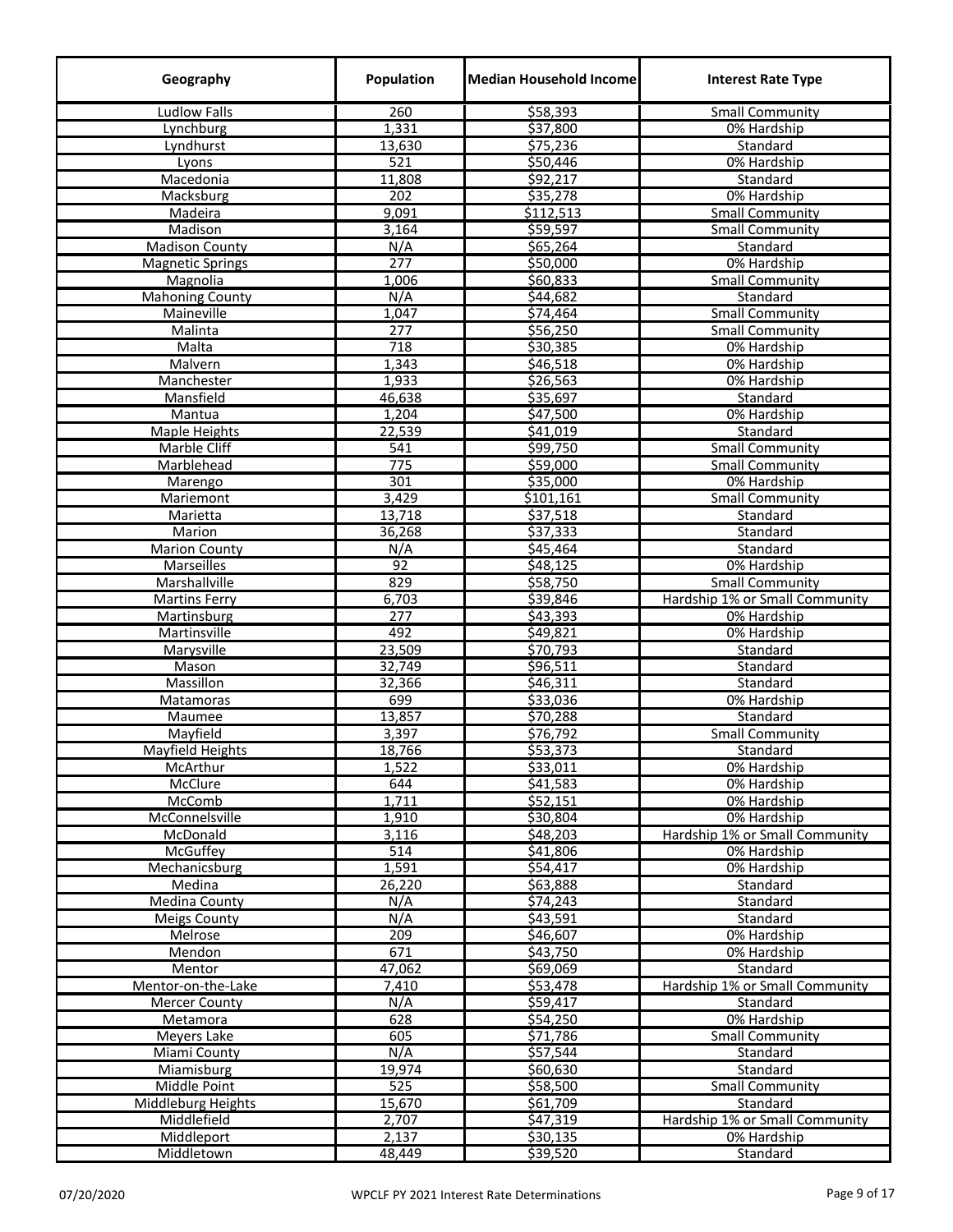| Geography | Population | Median Household Income | Interest Rate Type |
|---|---|---|---|
| Ludlow Falls | 260 | $58,393 | Small Community |
| Lynchburg | 1,331 | $37,800 | 0% Hardship |
| Lyndhurst | 13,630 | $75,236 | Standard |
| Lyons | 521 | $50,446 | 0% Hardship |
| Macedonia | 11,808 | $92,217 | Standard |
| Macksburg | 202 | $35,278 | 0% Hardship |
| Madeira | 9,091 | $112,513 | Small Community |
| Madison | 3,164 | $59,597 | Small Community |
| Madison County | N/A | $65,264 | Standard |
| Magnetic Springs | 277 | $50,000 | 0% Hardship |
| Magnolia | 1,006 | $60,833 | Small Community |
| Mahoning County | N/A | $44,682 | Standard |
| Maineville | 1,047 | $74,464 | Small Community |
| Malinta | 277 | $56,250 | Small Community |
| Malta | 718 | $30,385 | 0% Hardship |
| Malvern | 1,343 | $46,518 | 0% Hardship |
| Manchester | 1,933 | $26,563 | 0% Hardship |
| Mansfield | 46,638 | $35,697 | Standard |
| Mantua | 1,204 | $47,500 | 0% Hardship |
| Maple Heights | 22,539 | $41,019 | Standard |
| Marble Cliff | 541 | $99,750 | Small Community |
| Marblehead | 775 | $59,000 | Small Community |
| Marengo | 301 | $35,000 | 0% Hardship |
| Mariemont | 3,429 | $101,161 | Small Community |
| Marietta | 13,718 | $37,518 | Standard |
| Marion | 36,268 | $37,333 | Standard |
| Marion County | N/A | $45,464 | Standard |
| Marseilles | 92 | $48,125 | 0% Hardship |
| Marshallville | 829 | $58,750 | Small Community |
| Martins Ferry | 6,703 | $39,846 | Hardship 1% or Small Community |
| Martinsburg | 277 | $43,393 | 0% Hardship |
| Martinsville | 492 | $49,821 | 0% Hardship |
| Marysville | 23,509 | $70,793 | Standard |
| Mason | 32,749 | $96,511 | Standard |
| Massillon | 32,366 | $46,311 | Standard |
| Matamoras | 699 | $33,036 | 0% Hardship |
| Maumee | 13,857 | $70,288 | Standard |
| Mayfield | 3,397 | $76,792 | Small Community |
| Mayfield Heights | 18,766 | $53,373 | Standard |
| McArthur | 1,522 | $33,011 | 0% Hardship |
| McClure | 644 | $41,583 | 0% Hardship |
| McComb | 1,711 | $52,151 | 0% Hardship |
| McConnelsville | 1,910 | $30,804 | 0% Hardship |
| McDonald | 3,116 | $48,203 | Hardship 1% or Small Community |
| McGuffey | 514 | $41,806 | 0% Hardship |
| Mechanicsburg | 1,591 | $54,417 | 0% Hardship |
| Medina | 26,220 | $63,888 | Standard |
| Medina County | N/A | $74,243 | Standard |
| Meigs County | N/A | $43,591 | Standard |
| Melrose | 209 | $46,607 | 0% Hardship |
| Mendon | 671 | $43,750 | 0% Hardship |
| Mentor | 47,062 | $69,069 | Standard |
| Mentor-on-the-Lake | 7,410 | $53,478 | Hardship 1% or Small Community |
| Mercer County | N/A | $59,417 | Standard |
| Metamora | 628 | $54,250 | 0% Hardship |
| Meyers Lake | 605 | $71,786 | Small Community |
| Miami County | N/A | $57,544 | Standard |
| Miamisburg | 19,974 | $60,630 | Standard |
| Middle Point | 525 | $58,500 | Small Community |
| Middleburg Heights | 15,670 | $61,709 | Standard |
| Middlefield | 2,707 | $47,319 | Hardship 1% or Small Community |
| Middleport | 2,137 | $30,135 | 0% Hardship |
| Middletown | 48,449 | $39,520 | Standard |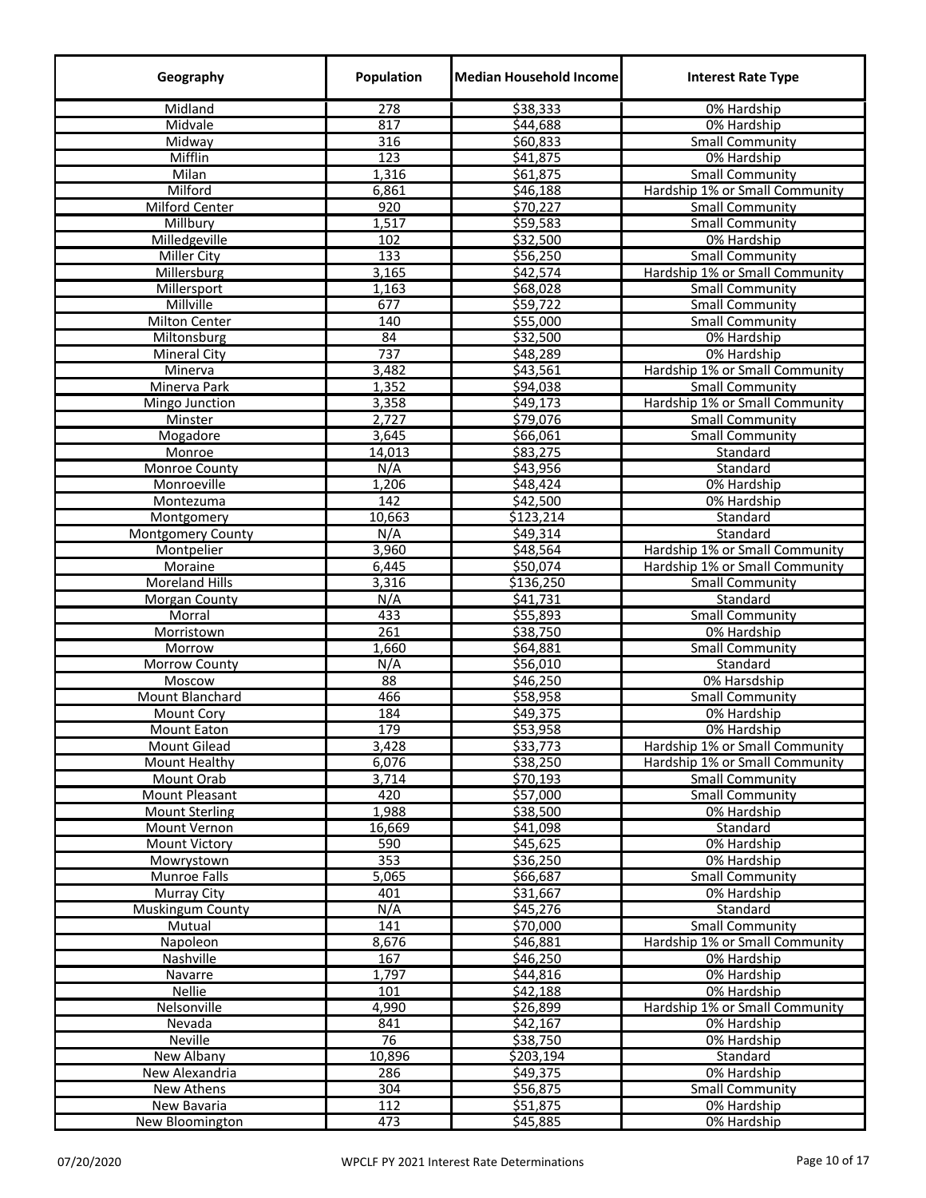| Geography | Population | Median Household Income | Interest Rate Type |
|---|---|---|---|
| Midland | 278 | $38,333 | 0% Hardship |
| Midvale | 817 | $44,688 | 0% Hardship |
| Midway | 316 | $60,833 | Small Community |
| Mifflin | 123 | $41,875 | 0% Hardship |
| Milan | 1,316 | $61,875 | Small Community |
| Milford | 6,861 | $46,188 | Hardship 1% or Small Community |
| Milford Center | 920 | $70,227 | Small Community |
| Millbury | 1,517 | $59,583 | Small Community |
| Milledgeville | 102 | $32,500 | 0% Hardship |
| Miller City | 133 | $56,250 | Small Community |
| Millersburg | 3,165 | $42,574 | Hardship 1% or Small Community |
| Millersport | 1,163 | $68,028 | Small Community |
| Millville | 677 | $59,722 | Small Community |
| Milton Center | 140 | $55,000 | Small Community |
| Miltonsburg | 84 | $32,500 | 0% Hardship |
| Mineral City | 737 | $48,289 | 0% Hardship |
| Minerva | 3,482 | $43,561 | Hardship 1% or Small Community |
| Minerva Park | 1,352 | $94,038 | Small Community |
| Mingo Junction | 3,358 | $49,173 | Hardship 1% or Small Community |
| Minster | 2,727 | $79,076 | Small Community |
| Mogadore | 3,645 | $66,061 | Small Community |
| Monroe | 14,013 | $83,275 | Standard |
| Monroe County | N/A | $43,956 | Standard |
| Monroeville | 1,206 | $48,424 | 0% Hardship |
| Montezuma | 142 | $42,500 | 0% Hardship |
| Montgomery | 10,663 | $123,214 | Standard |
| Montgomery County | N/A | $49,314 | Standard |
| Montpelier | 3,960 | $48,564 | Hardship 1% or Small Community |
| Moraine | 6,445 | $50,074 | Hardship 1% or Small Community |
| Moreland Hills | 3,316 | $136,250 | Small Community |
| Morgan County | N/A | $41,731 | Standard |
| Morral | 433 | $55,893 | Small Community |
| Morristown | 261 | $38,750 | 0% Hardship |
| Morrow | 1,660 | $64,881 | Small Community |
| Morrow County | N/A | $56,010 | Standard |
| Moscow | 88 | $46,250 | 0% Harsdship |
| Mount Blanchard | 466 | $58,958 | Small Community |
| Mount Cory | 184 | $49,375 | 0% Hardship |
| Mount Eaton | 179 | $53,958 | 0% Hardship |
| Mount Gilead | 3,428 | $33,773 | Hardship 1% or Small Community |
| Mount Healthy | 6,076 | $38,250 | Hardship 1% or Small Community |
| Mount Orab | 3,714 | $70,193 | Small Community |
| Mount Pleasant | 420 | $57,000 | Small Community |
| Mount Sterling | 1,988 | $38,500 | 0% Hardship |
| Mount Vernon | 16,669 | $41,098 | Standard |
| Mount Victory | 590 | $45,625 | 0% Hardship |
| Mowrystown | 353 | $36,250 | 0% Hardship |
| Munroe Falls | 5,065 | $66,687 | Small Community |
| Murray City | 401 | $31,667 | 0% Hardship |
| Muskingum County | N/A | $45,276 | Standard |
| Mutual | 141 | $70,000 | Small Community |
| Napoleon | 8,676 | $46,881 | Hardship 1% or Small Community |
| Nashville | 167 | $46,250 | 0% Hardship |
| Navarre | 1,797 | $44,816 | 0% Hardship |
| Nellie | 101 | $42,188 | 0% Hardship |
| Nelsonville | 4,990 | $26,899 | Hardship 1% or Small Community |
| Nevada | 841 | $42,167 | 0% Hardship |
| Neville | 76 | $38,750 | 0% Hardship |
| New Albany | 10,896 | $203,194 | Standard |
| New Alexandria | 286 | $49,375 | 0% Hardship |
| New Athens | 304 | $56,875 | Small Community |
| New Bavaria | 112 | $51,875 | 0% Hardship |
| New Bloomington | 473 | $45,885 | 0% Hardship |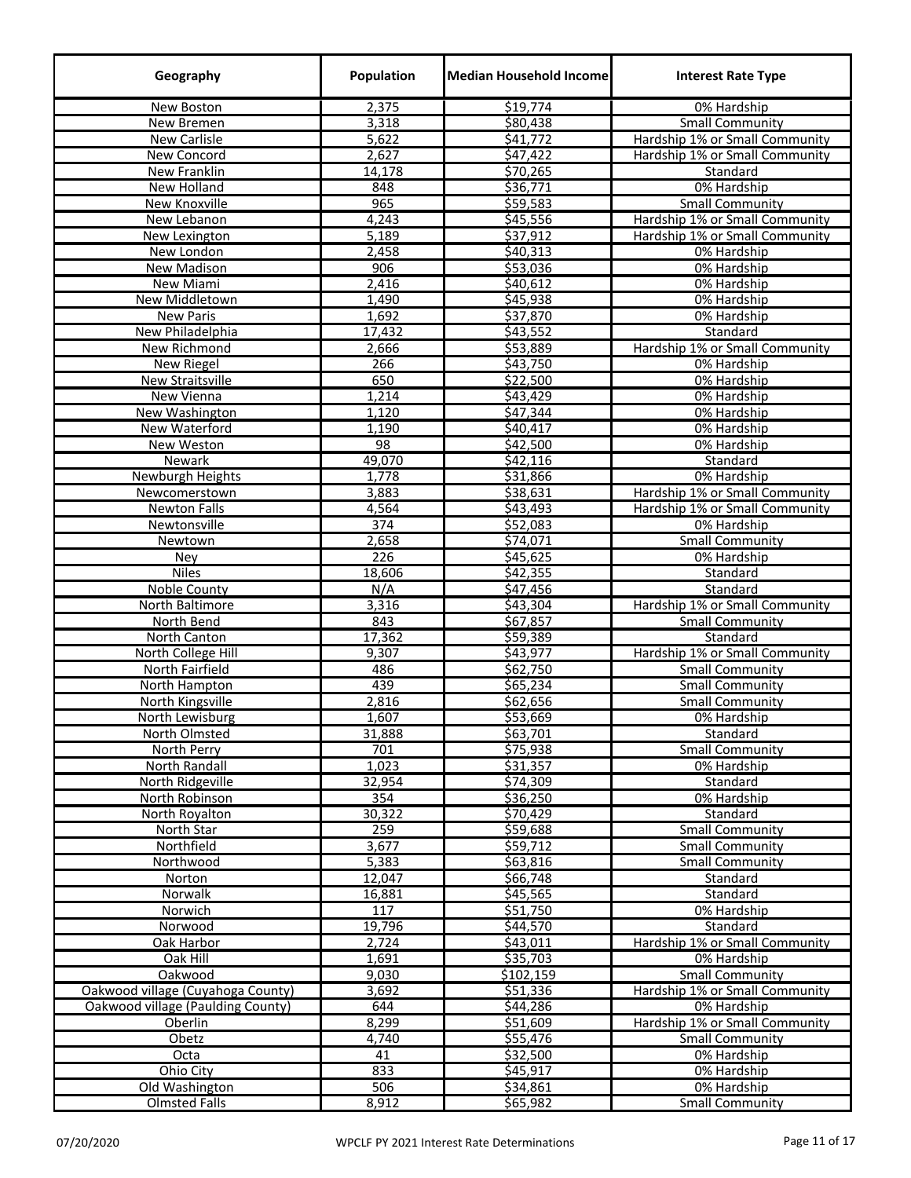| Geography | Population | Median Household Income | Interest Rate Type |
|---|---|---|---|
| New Boston | 2,375 | $19,774 | 0% Hardship |
| New Bremen | 3,318 | $80,438 | Small Community |
| New Carlisle | 5,622 | $41,772 | Hardship 1% or Small Community |
| New Concord | 2,627 | $47,422 | Hardship 1% or Small Community |
| New Franklin | 14,178 | $70,265 | Standard |
| New Holland | 848 | $36,771 | 0% Hardship |
| New Knoxville | 965 | $59,583 | Small Community |
| New Lebanon | 4,243 | $45,556 | Hardship 1% or Small Community |
| New Lexington | 5,189 | $37,912 | Hardship 1% or Small Community |
| New London | 2,458 | $40,313 | 0% Hardship |
| New Madison | 906 | $53,036 | 0% Hardship |
| New Miami | 2,416 | $40,612 | 0% Hardship |
| New Middletown | 1,490 | $45,938 | 0% Hardship |
| New Paris | 1,692 | $37,870 | 0% Hardship |
| New Philadelphia | 17,432 | $43,552 | Standard |
| New Richmond | 2,666 | $53,889 | Hardship 1% or Small Community |
| New Riegel | 266 | $43,750 | 0% Hardship |
| New Straitsville | 650 | $22,500 | 0% Hardship |
| New Vienna | 1,214 | $43,429 | 0% Hardship |
| New Washington | 1,120 | $47,344 | 0% Hardship |
| New Waterford | 1,190 | $40,417 | 0% Hardship |
| New Weston | 98 | $42,500 | 0% Hardship |
| Newark | 49,070 | $42,116 | Standard |
| Newburgh Heights | 1,778 | $31,866 | 0% Hardship |
| Newcomerstown | 3,883 | $38,631 | Hardship 1% or Small Community |
| Newton Falls | 4,564 | $43,493 | Hardship 1% or Small Community |
| Newtonsville | 374 | $52,083 | 0% Hardship |
| Newtown | 2,658 | $74,071 | Small Community |
| Ney | 226 | $45,625 | 0% Hardship |
| Niles | 18,606 | $42,355 | Standard |
| Noble County | N/A | $47,456 | Standard |
| North Baltimore | 3,316 | $43,304 | Hardship 1% or Small Community |
| North Bend | 843 | $67,857 | Small Community |
| North Canton | 17,362 | $59,389 | Standard |
| North College Hill | 9,307 | $43,977 | Hardship 1% or Small Community |
| North Fairfield | 486 | $62,750 | Small Community |
| North Hampton | 439 | $65,234 | Small Community |
| North Kingsville | 2,816 | $62,656 | Small Community |
| North Lewisburg | 1,607 | $53,669 | 0% Hardship |
| North Olmsted | 31,888 | $63,701 | Standard |
| North Perry | 701 | $75,938 | Small Community |
| North Randall | 1,023 | $31,357 | 0% Hardship |
| North Ridgeville | 32,954 | $74,309 | Standard |
| North Robinson | 354 | $36,250 | 0% Hardship |
| North Royalton | 30,322 | $70,429 | Standard |
| North Star | 259 | $59,688 | Small Community |
| Northfield | 3,677 | $59,712 | Small Community |
| Northwood | 5,383 | $63,816 | Small Community |
| Norton | 12,047 | $66,748 | Standard |
| Norwalk | 16,881 | $45,565 | Standard |
| Norwich | 117 | $51,750 | 0% Hardship |
| Norwood | 19,796 | $44,570 | Standard |
| Oak Harbor | 2,724 | $43,011 | Hardship 1% or Small Community |
| Oak Hill | 1,691 | $35,703 | 0% Hardship |
| Oakwood | 9,030 | $102,159 | Small Community |
| Oakwood village (Cuyahoga County) | 3,692 | $51,336 | Hardship 1% or Small Community |
| Oakwood village (Paulding County) | 644 | $44,286 | 0% Hardship |
| Oberlin | 8,299 | $51,609 | Hardship 1% or Small Community |
| Obetz | 4,740 | $55,476 | Small Community |
| Octa | 41 | $32,500 | 0% Hardship |
| Ohio City | 833 | $45,917 | 0% Hardship |
| Old Washington | 506 | $34,861 | 0% Hardship |
| Olmsted Falls | 8,912 | $65,982 | Small Community |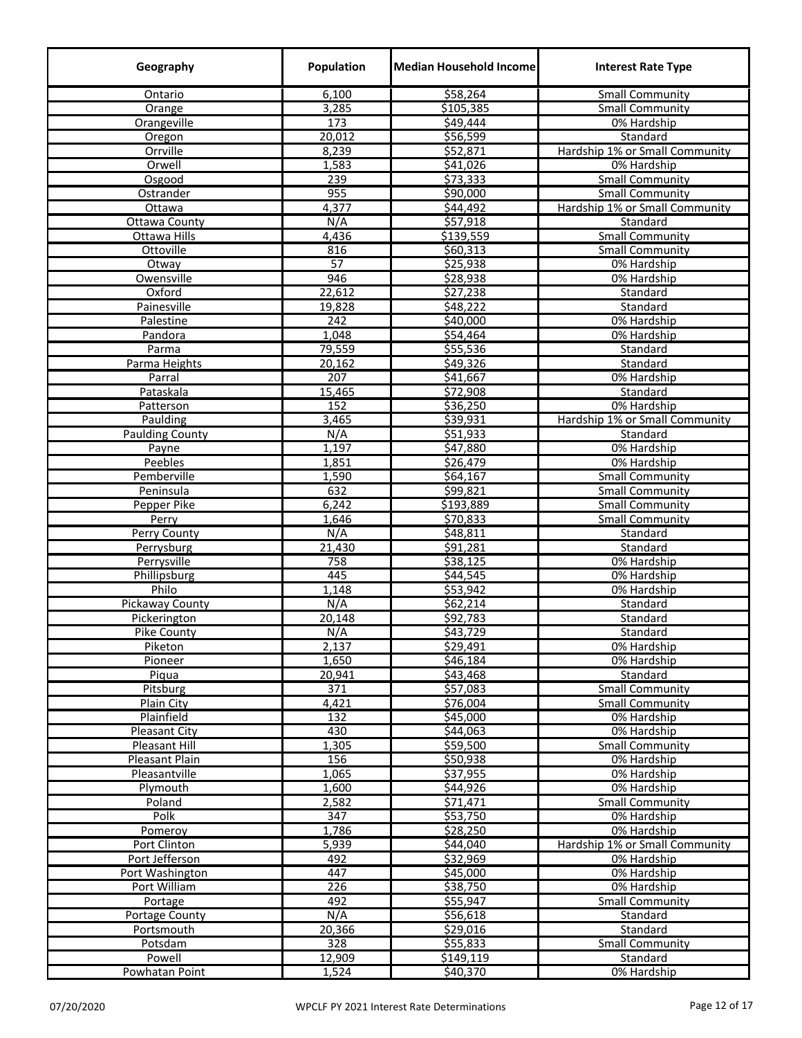| Geography | Population | Median Household Income | Interest Rate Type |
|---|---|---|---|
| Ontario | 6,100 | $58,264 | Small Community |
| Orange | 3,285 | $105,385 | Small Community |
| Orangeville | 173 | $49,444 | 0% Hardship |
| Oregon | 20,012 | $56,599 | Standard |
| Orrville | 8,239 | $52,871 | Hardship 1% or Small Community |
| Orwell | 1,583 | $41,026 | 0% Hardship |
| Osgood | 239 | $73,333 | Small Community |
| Ostrander | 955 | $90,000 | Small Community |
| Ottawa | 4,377 | $44,492 | Hardship 1% or Small Community |
| Ottawa County | N/A | $57,918 | Standard |
| Ottawa Hills | 4,436 | $139,559 | Small Community |
| Ottoville | 816 | $60,313 | Small Community |
| Otway | 57 | $25,938 | 0% Hardship |
| Owensville | 946 | $28,938 | 0% Hardship |
| Oxford | 22,612 | $27,238 | Standard |
| Painesville | 19,828 | $48,222 | Standard |
| Palestine | 242 | $40,000 | 0% Hardship |
| Pandora | 1,048 | $54,464 | 0% Hardship |
| Parma | 79,559 | $55,536 | Standard |
| Parma Heights | 20,162 | $49,326 | Standard |
| Parral | 207 | $41,667 | 0% Hardship |
| Pataskala | 15,465 | $72,908 | Standard |
| Patterson | 152 | $36,250 | 0% Hardship |
| Paulding | 3,465 | $39,931 | Hardship 1% or Small Community |
| Paulding County | N/A | $51,933 | Standard |
| Payne | 1,197 | $47,880 | 0% Hardship |
| Peebles | 1,851 | $26,479 | 0% Hardship |
| Pemberville | 1,590 | $64,167 | Small Community |
| Peninsula | 632 | $99,821 | Small Community |
| Pepper Pike | 6,242 | $193,889 | Small Community |
| Perry | 1,646 | $70,833 | Small Community |
| Perry County | N/A | $48,811 | Standard |
| Perrysburg | 21,430 | $91,281 | Standard |
| Perrysville | 758 | $38,125 | 0% Hardship |
| Phillipsburg | 445 | $44,545 | 0% Hardship |
| Philo | 1,148 | $53,942 | 0% Hardship |
| Pickaway County | N/A | $62,214 | Standard |
| Pickerington | 20,148 | $92,783 | Standard |
| Pike County | N/A | $43,729 | Standard |
| Piketon | 2,137 | $29,491 | 0% Hardship |
| Pioneer | 1,650 | $46,184 | 0% Hardship |
| Piqua | 20,941 | $43,468 | Standard |
| Pitsburg | 371 | $57,083 | Small Community |
| Plain City | 4,421 | $76,004 | Small Community |
| Plainfield | 132 | $45,000 | 0% Hardship |
| Pleasant City | 430 | $44,063 | 0% Hardship |
| Pleasant Hill | 1,305 | $59,500 | Small Community |
| Pleasant Plain | 156 | $50,938 | 0% Hardship |
| Pleasantville | 1,065 | $37,955 | 0% Hardship |
| Plymouth | 1,600 | $44,926 | 0% Hardship |
| Poland | 2,582 | $71,471 | Small Community |
| Polk | 347 | $53,750 | 0% Hardship |
| Pomeroy | 1,786 | $28,250 | 0% Hardship |
| Port Clinton | 5,939 | $44,040 | Hardship 1% or Small Community |
| Port Jefferson | 492 | $32,969 | 0% Hardship |
| Port Washington | 447 | $45,000 | 0% Hardship |
| Port William | 226 | $38,750 | 0% Hardship |
| Portage | 492 | $55,947 | Small Community |
| Portage County | N/A | $56,618 | Standard |
| Portsmouth | 20,366 | $29,016 | Standard |
| Potsdam | 328 | $55,833 | Small Community |
| Powell | 12,909 | $149,119 | Standard |
| Powhatan Point | 1,524 | $40,370 | 0% Hardship |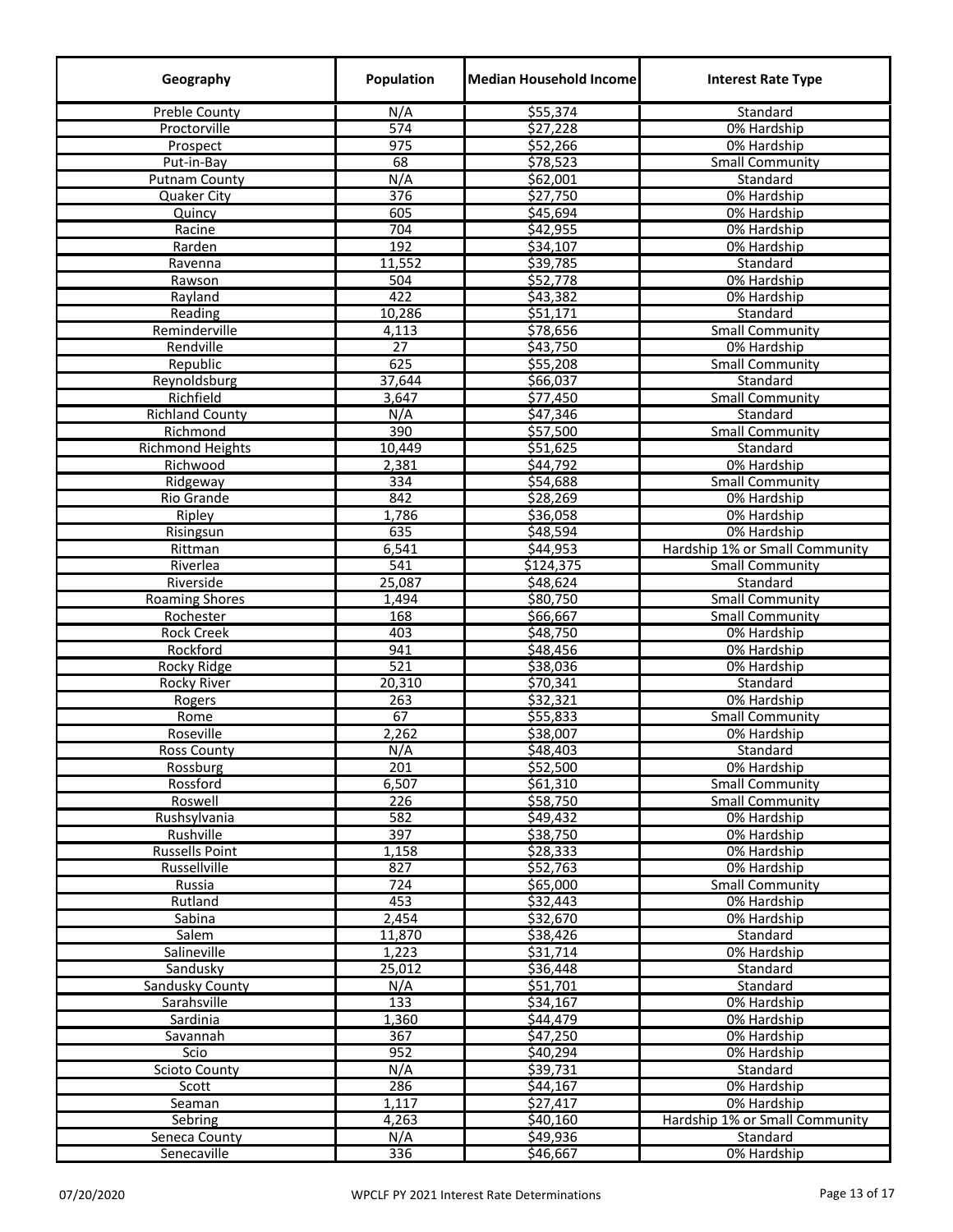| Geography | Population | Median Household Income | Interest Rate Type |
|---|---|---|---|
| Preble County | N/A | $55,374 | Standard |
| Proctorville | 574 | $27,228 | 0% Hardship |
| Prospect | 975 | $52,266 | 0% Hardship |
| Put-in-Bay | 68 | $78,523 | Small Community |
| Putnam County | N/A | $62,001 | Standard |
| Quaker City | 376 | $27,750 | 0% Hardship |
| Quincy | 605 | $45,694 | 0% Hardship |
| Racine | 704 | $42,955 | 0% Hardship |
| Rarden | 192 | $34,107 | 0% Hardship |
| Ravenna | 11,552 | $39,785 | Standard |
| Rawson | 504 | $52,778 | 0% Hardship |
| Rayland | 422 | $43,382 | 0% Hardship |
| Reading | 10,286 | $51,171 | Standard |
| Reminderville | 4,113 | $78,656 | Small Community |
| Rendville | 27 | $43,750 | 0% Hardship |
| Republic | 625 | $55,208 | Small Community |
| Reynoldsburg | 37,644 | $66,037 | Standard |
| Richfield | 3,647 | $77,450 | Small Community |
| Richland County | N/A | $47,346 | Standard |
| Richmond | 390 | $57,500 | Small Community |
| Richmond Heights | 10,449 | $51,625 | Standard |
| Richwood | 2,381 | $44,792 | 0% Hardship |
| Ridgeway | 334 | $54,688 | Small Community |
| Rio Grande | 842 | $28,269 | 0% Hardship |
| Ripley | 1,786 | $36,058 | 0% Hardship |
| Risingsun | 635 | $48,594 | 0% Hardship |
| Rittman | 6,541 | $44,953 | Hardship 1% or Small Community |
| Riverlea | 541 | $124,375 | Small Community |
| Riverside | 25,087 | $48,624 | Standard |
| Roaming Shores | 1,494 | $80,750 | Small Community |
| Rochester | 168 | $66,667 | Small Community |
| Rock Creek | 403 | $48,750 | 0% Hardship |
| Rockford | 941 | $48,456 | 0% Hardship |
| Rocky Ridge | 521 | $38,036 | 0% Hardship |
| Rocky River | 20,310 | $70,341 | Standard |
| Rogers | 263 | $32,321 | 0% Hardship |
| Rome | 67 | $55,833 | Small Community |
| Roseville | 2,262 | $38,007 | 0% Hardship |
| Ross County | N/A | $48,403 | Standard |
| Rossburg | 201 | $52,500 | 0% Hardship |
| Rossford | 6,507 | $61,310 | Small Community |
| Roswell | 226 | $58,750 | Small Community |
| Rushsylvania | 582 | $49,432 | 0% Hardship |
| Rushville | 397 | $38,750 | 0% Hardship |
| Russells Point | 1,158 | $28,333 | 0% Hardship |
| Russellville | 827 | $52,763 | 0% Hardship |
| Russia | 724 | $65,000 | Small Community |
| Rutland | 453 | $32,443 | 0% Hardship |
| Sabina | 2,454 | $32,670 | 0% Hardship |
| Salem | 11,870 | $38,426 | Standard |
| Salineville | 1,223 | $31,714 | 0% Hardship |
| Sandusky | 25,012 | $36,448 | Standard |
| Sandusky County | N/A | $51,701 | Standard |
| Sarahsville | 133 | $34,167 | 0% Hardship |
| Sardinia | 1,360 | $44,479 | 0% Hardship |
| Savannah | 367 | $47,250 | 0% Hardship |
| Scio | 952 | $40,294 | 0% Hardship |
| Scioto County | N/A | $39,731 | Standard |
| Scott | 286 | $44,167 | 0% Hardship |
| Seaman | 1,117 | $27,417 | 0% Hardship |
| Sebring | 4,263 | $40,160 | Hardship 1% or Small Community |
| Seneca County | N/A | $49,936 | Standard |
| Senecaville | 336 | $46,667 | 0% Hardship |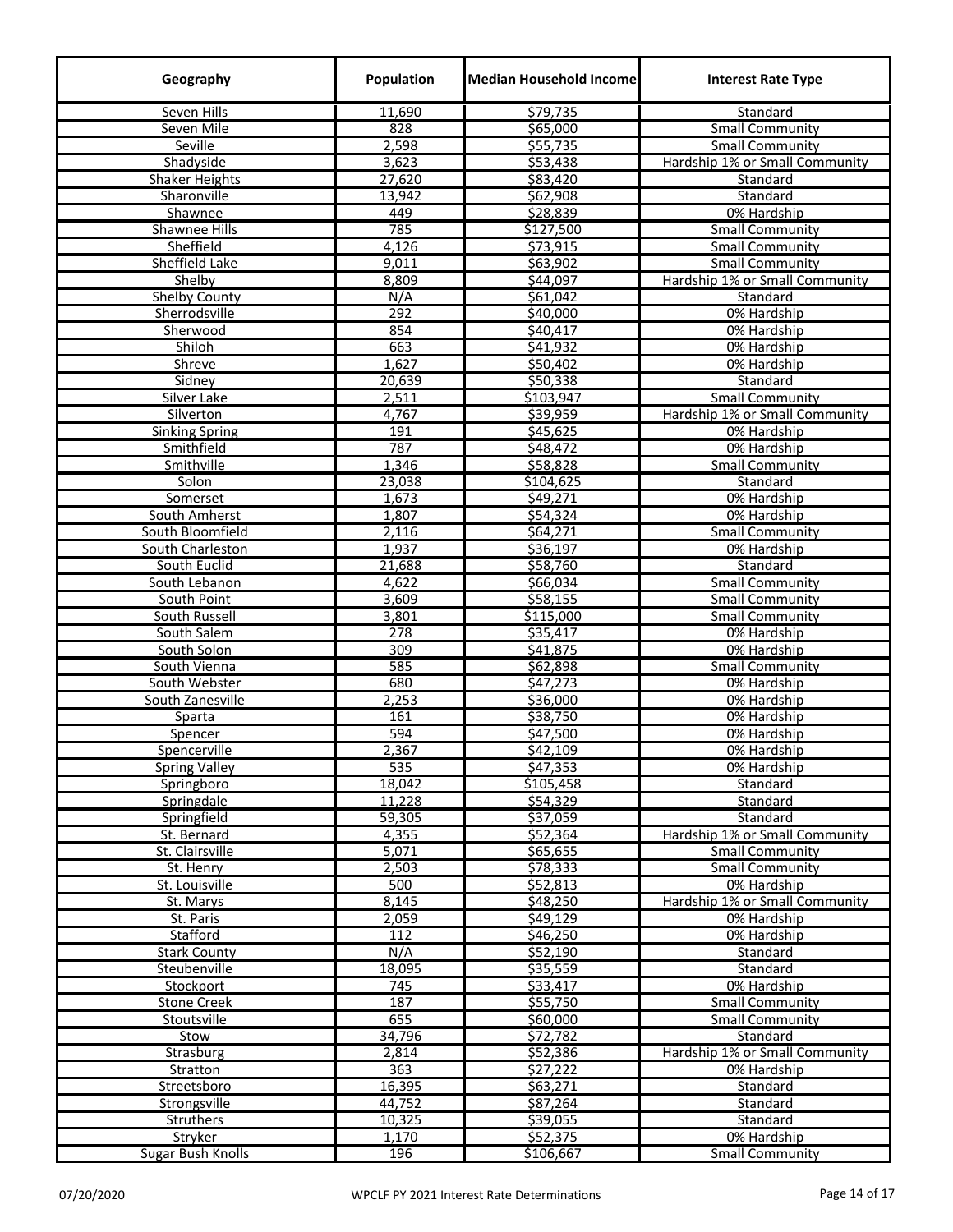| Geography | Population | Median Household Income | Interest Rate Type |
|---|---|---|---|
| Seven Hills | 11,690 | $79,735 | Standard |
| Seven Mile | 828 | $65,000 | Small Community |
| Seville | 2,598 | $55,735 | Small Community |
| Shadyside | 3,623 | $53,438 | Hardship 1% or Small Community |
| Shaker Heights | 27,620 | $83,420 | Standard |
| Sharonville | 13,942 | $62,908 | Standard |
| Shawnee | 449 | $28,839 | 0% Hardship |
| Shawnee Hills | 785 | $127,500 | Small Community |
| Sheffield | 4,126 | $73,915 | Small Community |
| Sheffield Lake | 9,011 | $63,902 | Small Community |
| Shelby | 8,809 | $44,097 | Hardship 1% or Small Community |
| Shelby County | N/A | $61,042 | Standard |
| Sherrodsville | 292 | $40,000 | 0% Hardship |
| Sherwood | 854 | $40,417 | 0% Hardship |
| Shiloh | 663 | $41,932 | 0% Hardship |
| Shreve | 1,627 | $50,402 | 0% Hardship |
| Sidney | 20,639 | $50,338 | Standard |
| Silver Lake | 2,511 | $103,947 | Small Community |
| Silverton | 4,767 | $39,959 | Hardship 1% or Small Community |
| Sinking Spring | 191 | $45,625 | 0% Hardship |
| Smithfield | 787 | $48,472 | 0% Hardship |
| Smithville | 1,346 | $58,828 | Small Community |
| Solon | 23,038 | $104,625 | Standard |
| Somerset | 1,673 | $49,271 | 0% Hardship |
| South Amherst | 1,807 | $54,324 | 0% Hardship |
| South Bloomfield | 2,116 | $64,271 | Small Community |
| South Charleston | 1,937 | $36,197 | 0% Hardship |
| South Euclid | 21,688 | $58,760 | Standard |
| South Lebanon | 4,622 | $66,034 | Small Community |
| South Point | 3,609 | $58,155 | Small Community |
| South Russell | 3,801 | $115,000 | Small Community |
| South Salem | 278 | $35,417 | 0% Hardship |
| South Solon | 309 | $41,875 | 0% Hardship |
| South Vienna | 585 | $62,898 | Small Community |
| South Webster | 680 | $47,273 | 0% Hardship |
| South Zanesville | 2,253 | $36,000 | 0% Hardship |
| Sparta | 161 | $38,750 | 0% Hardship |
| Spencer | 594 | $47,500 | 0% Hardship |
| Spencerville | 2,367 | $42,109 | 0% Hardship |
| Spring Valley | 535 | $47,353 | 0% Hardship |
| Springboro | 18,042 | $105,458 | Standard |
| Springdale | 11,228 | $54,329 | Standard |
| Springfield | 59,305 | $37,059 | Standard |
| St. Bernard | 4,355 | $52,364 | Hardship 1% or Small Community |
| St. Clairsville | 5,071 | $65,655 | Small Community |
| St. Henry | 2,503 | $78,333 | Small Community |
| St. Louisville | 500 | $52,813 | 0% Hardship |
| St. Marys | 8,145 | $48,250 | Hardship 1% or Small Community |
| St. Paris | 2,059 | $49,129 | 0% Hardship |
| Stafford | 112 | $46,250 | 0% Hardship |
| Stark County | N/A | $52,190 | Standard |
| Steubenville | 18,095 | $35,559 | Standard |
| Stockport | 745 | $33,417 | 0% Hardship |
| Stone Creek | 187 | $55,750 | Small Community |
| Stoutsville | 655 | $60,000 | Small Community |
| Stow | 34,796 | $72,782 | Standard |
| Strasburg | 2,814 | $52,386 | Hardship 1% or Small Community |
| Stratton | 363 | $27,222 | 0% Hardship |
| Streetsboro | 16,395 | $63,271 | Standard |
| Strongsville | 44,752 | $87,264 | Standard |
| Struthers | 10,325 | $39,055 | Standard |
| Stryker | 1,170 | $52,375 | 0% Hardship |
| Sugar Bush Knolls | 196 | $106,667 | Small Community |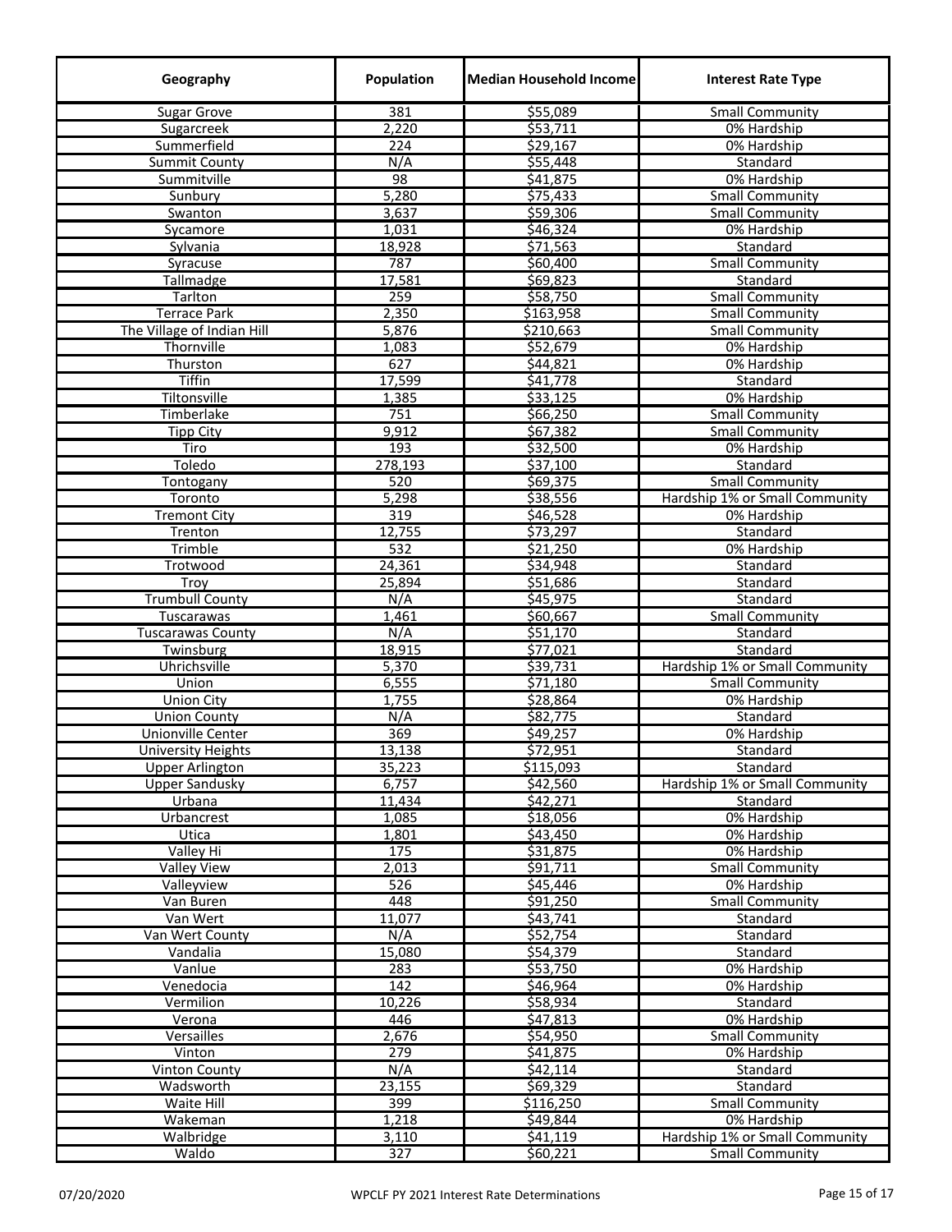| Geography | Population | Median Household Income | Interest Rate Type |
|---|---|---|---|
| Sugar Grove | 381 | $55,089 | Small Community |
| Sugarcreek | 2,220 | $53,711 | 0% Hardship |
| Summerfield | 224 | $29,167 | 0% Hardship |
| Summit County | N/A | $55,448 | Standard |
| Summitville | 98 | $41,875 | 0% Hardship |
| Sunbury | 5,280 | $75,433 | Small Community |
| Swanton | 3,637 | $59,306 | Small Community |
| Sycamore | 1,031 | $46,324 | 0% Hardship |
| Sylvania | 18,928 | $71,563 | Standard |
| Syracuse | 787 | $60,400 | Small Community |
| Tallmadge | 17,581 | $69,823 | Standard |
| Tarlton | 259 | $58,750 | Small Community |
| Terrace Park | 2,350 | $163,958 | Small Community |
| The Village of Indian Hill | 5,876 | $210,663 | Small Community |
| Thornville | 1,083 | $52,679 | 0% Hardship |
| Thurston | 627 | $44,821 | 0% Hardship |
| Tiffin | 17,599 | $41,778 | Standard |
| Tiltonsville | 1,385 | $33,125 | 0% Hardship |
| Timberlake | 751 | $66,250 | Small Community |
| Tipp City | 9,912 | $67,382 | Small Community |
| Tiro | 193 | $32,500 | 0% Hardship |
| Toledo | 278,193 | $37,100 | Standard |
| Tontogany | 520 | $69,375 | Small Community |
| Toronto | 5,298 | $38,556 | Hardship 1% or Small Community |
| Tremont City | 319 | $46,528 | 0% Hardship |
| Trenton | 12,755 | $73,297 | Standard |
| Trimble | 532 | $21,250 | 0% Hardship |
| Trotwood | 24,361 | $34,948 | Standard |
| Troy | 25,894 | $51,686 | Standard |
| Trumbull County | N/A | $45,975 | Standard |
| Tuscarawas | 1,461 | $60,667 | Small Community |
| Tuscarawas County | N/A | $51,170 | Standard |
| Twinsburg | 18,915 | $77,021 | Standard |
| Uhrichsville | 5,370 | $39,731 | Hardship 1% or Small Community |
| Union | 6,555 | $71,180 | Small Community |
| Union City | 1,755 | $28,864 | 0% Hardship |
| Union County | N/A | $82,775 | Standard |
| Unionville Center | 369 | $49,257 | 0% Hardship |
| University Heights | 13,138 | $72,951 | Standard |
| Upper Arlington | 35,223 | $115,093 | Standard |
| Upper Sandusky | 6,757 | $42,560 | Hardship 1% or Small Community |
| Urbana | 11,434 | $42,271 | Standard |
| Urbancrest | 1,085 | $18,056 | 0% Hardship |
| Utica | 1,801 | $43,450 | 0% Hardship |
| Valley Hi | 175 | $31,875 | 0% Hardship |
| Valley View | 2,013 | $91,711 | Small Community |
| Valleyview | 526 | $45,446 | 0% Hardship |
| Van Buren | 448 | $91,250 | Small Community |
| Van Wert | 11,077 | $43,741 | Standard |
| Van Wert County | N/A | $52,754 | Standard |
| Vandalia | 15,080 | $54,379 | Standard |
| Vanlue | 283 | $53,750 | 0% Hardship |
| Venedocia | 142 | $46,964 | 0% Hardship |
| Vermilion | 10,226 | $58,934 | Standard |
| Verona | 446 | $47,813 | 0% Hardship |
| Versailles | 2,676 | $54,950 | Small Community |
| Vinton | 279 | $41,875 | 0% Hardship |
| Vinton County | N/A | $42,114 | Standard |
| Wadsworth | 23,155 | $69,329 | Standard |
| Waite Hill | 399 | $116,250 | Small Community |
| Wakeman | 1,218 | $49,844 | 0% Hardship |
| Walbridge | 3,110 | $41,119 | Hardship 1% or Small Community |
| Waldo | 327 | $60,221 | Small Community |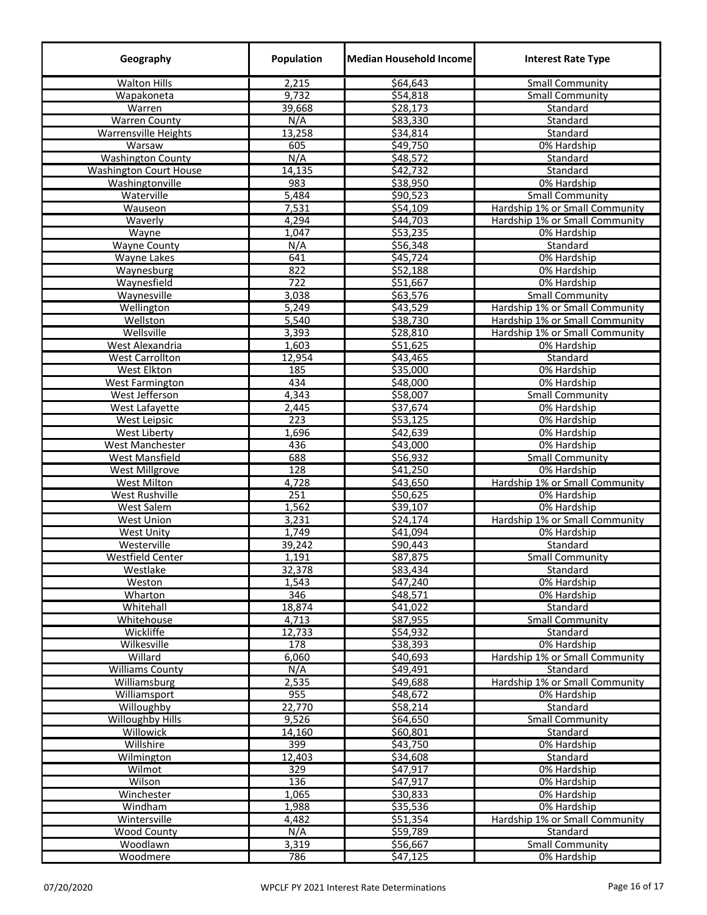| Geography | Population | Median Household Income | Interest Rate Type |
|---|---|---|---|
| Walton Hills | 2,215 | $64,643 | Small Community |
| Wapakoneta | 9,732 | $54,818 | Small Community |
| Warren | 39,668 | $28,173 | Standard |
| Warren County | N/A | $83,330 | Standard |
| Warrensville Heights | 13,258 | $34,814 | Standard |
| Warsaw | 605 | $49,750 | 0% Hardship |
| Washington County | N/A | $48,572 | Standard |
| Washington Court House | 14,135 | $42,732 | Standard |
| Washingtonville | 983 | $38,950 | 0% Hardship |
| Waterville | 5,484 | $90,523 | Small Community |
| Wauseon | 7,531 | $54,109 | Hardship 1% or Small Community |
| Waverly | 4,294 | $44,703 | Hardship 1% or Small Community |
| Wayne | 1,047 | $53,235 | 0% Hardship |
| Wayne County | N/A | $56,348 | Standard |
| Wayne Lakes | 641 | $45,724 | 0% Hardship |
| Waynesburg | 822 | $52,188 | 0% Hardship |
| Waynesfield | 722 | $51,667 | 0% Hardship |
| Waynesville | 3,038 | $63,576 | Small Community |
| Wellington | 5,249 | $43,529 | Hardship 1% or Small Community |
| Wellston | 5,540 | $38,730 | Hardship 1% or Small Community |
| Wellsville | 3,393 | $28,810 | Hardship 1% or Small Community |
| West Alexandria | 1,603 | $51,625 | 0% Hardship |
| West Carrollton | 12,954 | $43,465 | Standard |
| West Elkton | 185 | $35,000 | 0% Hardship |
| West Farmington | 434 | $48,000 | 0% Hardship |
| West Jefferson | 4,343 | $58,007 | Small Community |
| West Lafayette | 2,445 | $37,674 | 0% Hardship |
| West Leipsic | 223 | $53,125 | 0% Hardship |
| West Liberty | 1,696 | $42,639 | 0% Hardship |
| West Manchester | 436 | $43,000 | 0% Hardship |
| West Mansfield | 688 | $56,932 | Small Community |
| West Millgrove | 128 | $41,250 | 0% Hardship |
| West Milton | 4,728 | $43,650 | Hardship 1% or Small Community |
| West Rushville | 251 | $50,625 | 0% Hardship |
| West Salem | 1,562 | $39,107 | 0% Hardship |
| West Union | 3,231 | $24,174 | Hardship 1% or Small Community |
| West Unity | 1,749 | $41,094 | 0% Hardship |
| Westerville | 39,242 | $90,443 | Standard |
| Westfield Center | 1,191 | $87,875 | Small Community |
| Westlake | 32,378 | $83,434 | Standard |
| Weston | 1,543 | $47,240 | 0% Hardship |
| Wharton | 346 | $48,571 | 0% Hardship |
| Whitehall | 18,874 | $41,022 | Standard |
| Whitehouse | 4,713 | $87,955 | Small Community |
| Wickliffe | 12,733 | $54,932 | Standard |
| Wilkesville | 178 | $38,393 | 0% Hardship |
| Willard | 6,060 | $40,693 | Hardship 1% or Small Community |
| Williams County | N/A | $49,491 | Standard |
| Williamsburg | 2,535 | $49,688 | Hardship 1% or Small Community |
| Williamsport | 955 | $48,672 | 0% Hardship |
| Willoughby | 22,770 | $58,214 | Standard |
| Willoughby Hills | 9,526 | $64,650 | Small Community |
| Willowick | 14,160 | $60,801 | Standard |
| Willshire | 399 | $43,750 | 0% Hardship |
| Wilmington | 12,403 | $34,608 | Standard |
| Wilmot | 329 | $47,917 | 0% Hardship |
| Wilson | 136 | $47,917 | 0% Hardship |
| Winchester | 1,065 | $30,833 | 0% Hardship |
| Windham | 1,988 | $35,536 | 0% Hardship |
| Wintersville | 4,482 | $51,354 | Hardship 1% or Small Community |
| Wood County | N/A | $59,789 | Standard |
| Woodlawn | 3,319 | $56,667 | Small Community |
| Woodmere | 786 | $47,125 | 0% Hardship |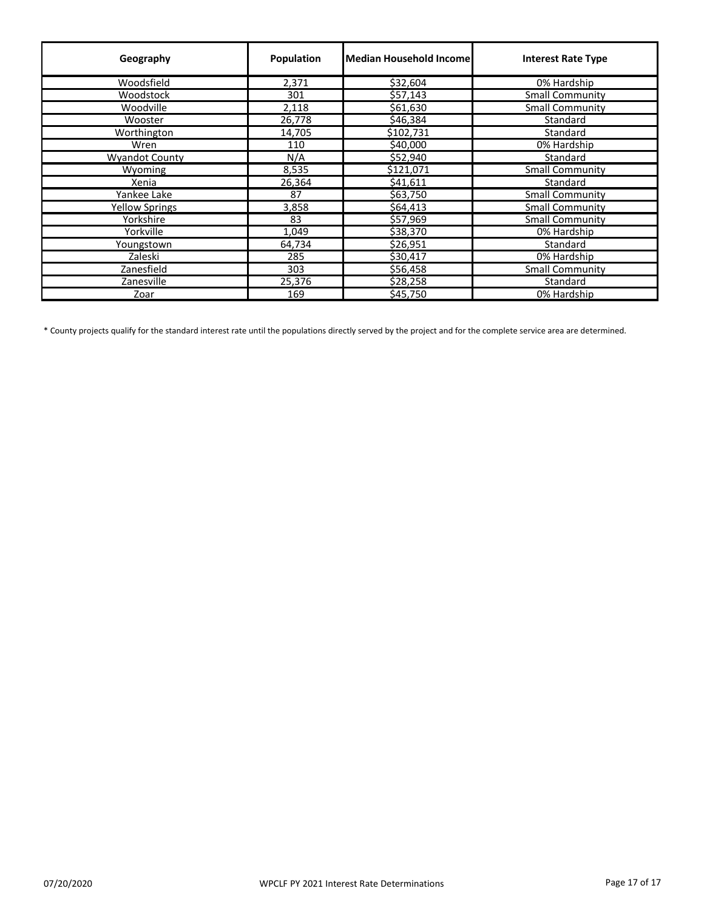| Geography | Population | Median Household Income | Interest Rate Type |
|---|---|---|---|
| Woodsfield | 2,371 | $32,604 | 0% Hardship |
| Woodstock | 301 | $57,143 | Small Community |
| Woodville | 2,118 | $61,630 | Small Community |
| Wooster | 26,778 | $46,384 | Standard |
| Worthington | 14,705 | $102,731 | Standard |
| Wren | 110 | $40,000 | 0% Hardship |
| Wyandot County | N/A | $52,940 | Standard |
| Wyoming | 8,535 | $121,071 | Small Community |
| Xenia | 26,364 | $41,611 | Standard |
| Yankee Lake | 87 | $63,750 | Small Community |
| Yellow Springs | 3,858 | $64,413 | Small Community |
| Yorkshire | 83 | $57,969 | Small Community |
| Yorkville | 1,049 | $38,370 | 0% Hardship |
| Youngstown | 64,734 | $26,951 | Standard |
| Zaleski | 285 | $30,417 | 0% Hardship |
| Zanesfield | 303 | $56,458 | Small Community |
| Zanesville | 25,376 | $28,258 | Standard |
| Zoar | 169 | $45,750 | 0% Hardship |

* County projects qualify for the standard interest rate until the populations directly served by the project and for the complete service area are determined.